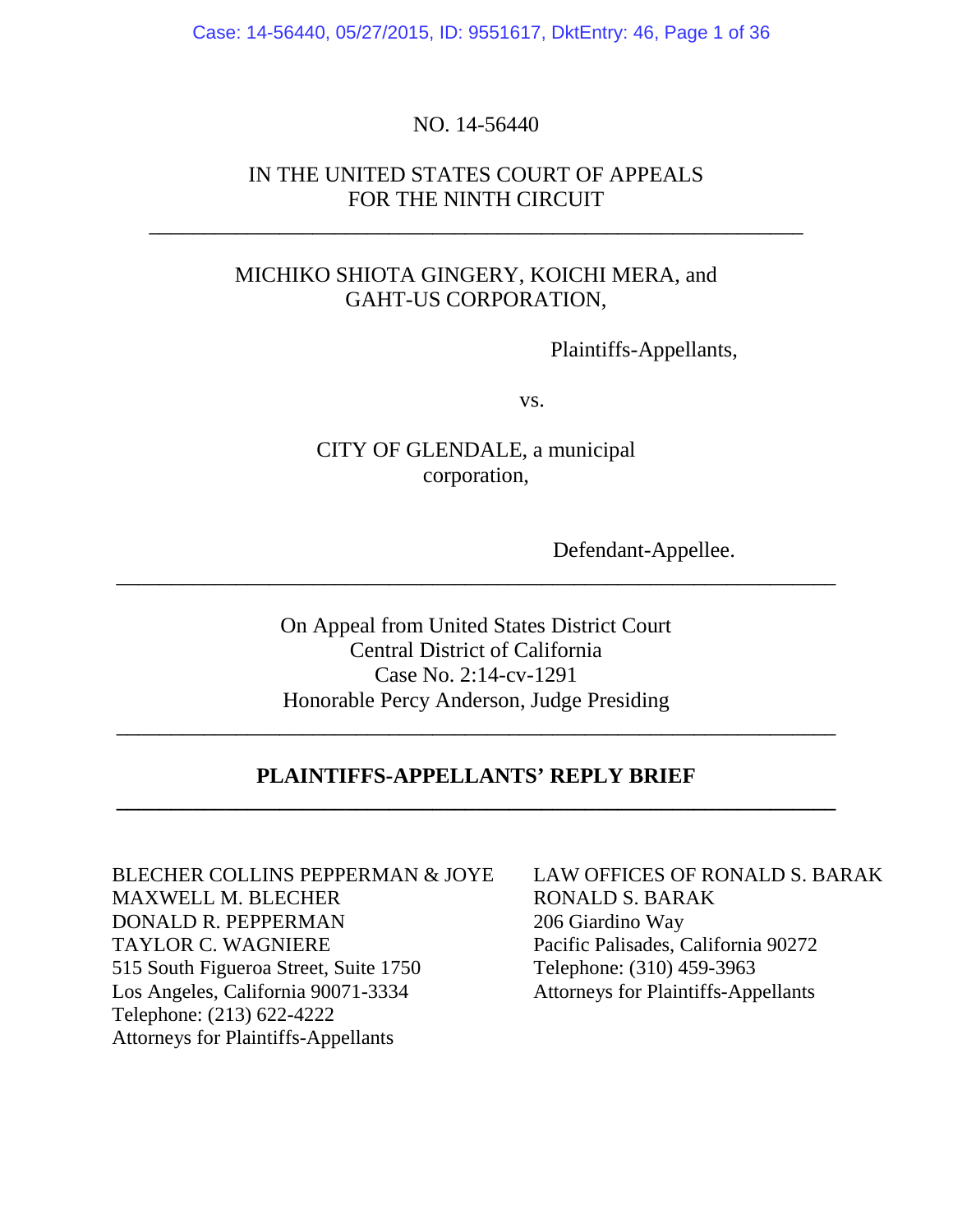NO. 14-56440

IN THE UNITED STATES COURT OF APPEALS
FOR THE NINTH CIRCUIT

---

MICHIKO SHIOTA GINGERY, KOICHI MERA, and
GAHT-US CORPORATION,

Plaintiffs-Appellants,

vs.

CITY OF GLENDALE, a municipal
corporation,

Defendant-Appellee.

---

On Appeal from United States District Court
Central District of California
Case No. 2:14-cv-1291
Honorable Percy Anderson, Judge Presiding

---

**PLAINTIFFS-APPELLANTS' REPLY BRIEF**

---

BLECHER COLLINS PEPPERMAN & JOYE
MAXWELL M. BLECHER
DONALD R. PEPPERMAN
TAYLOR C. WAGNIERE
515 South Figueroa Street, Suite 1750
Los Angeles, California 90071-3334
Telephone: (213) 622-4222
Attorneys for Plaintiffs-Appellants

LAW OFFICES OF RONALD S. BARAK
RONALD S. BARAK
206 Giardino Way
Pacific Palisades, California 90272
Telephone: (310) 459-3963
Attorneys for Plaintiffs-Appellants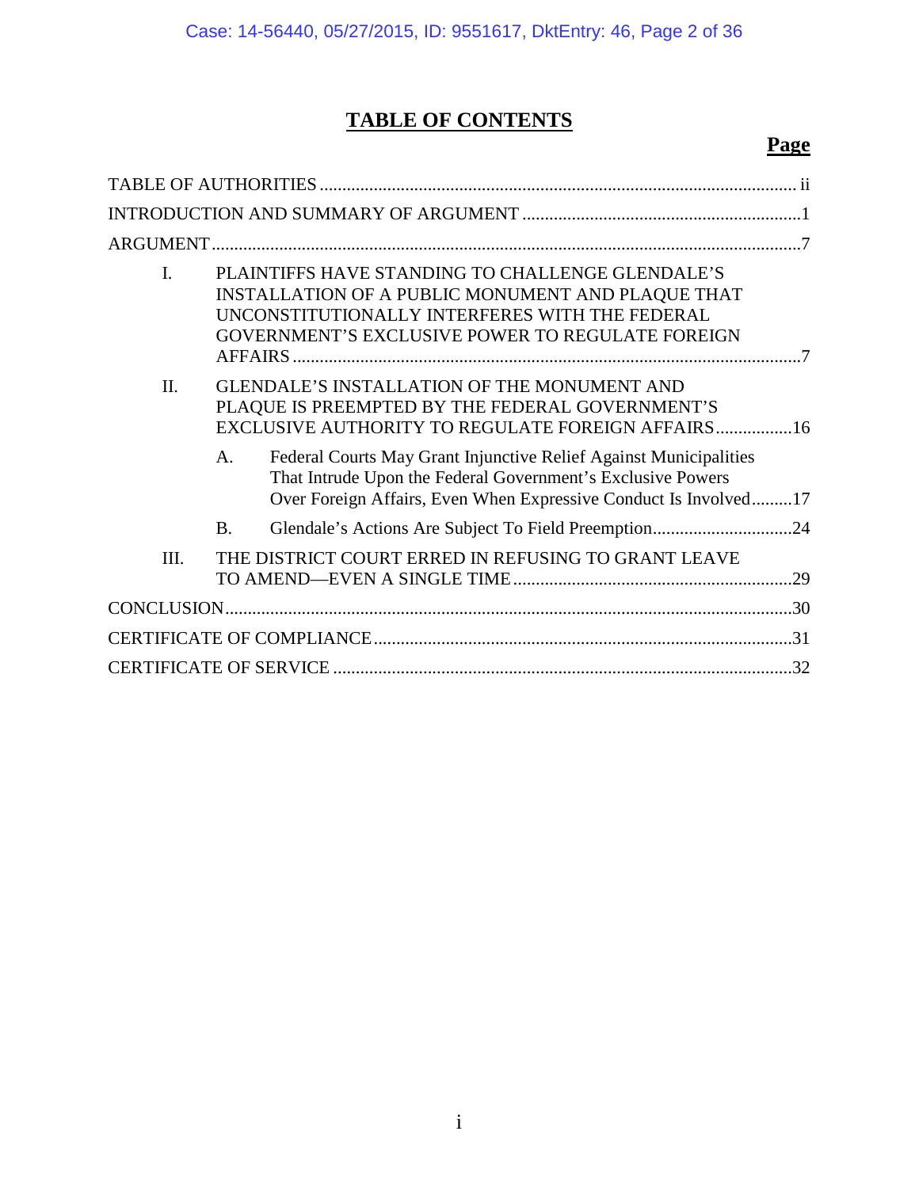# TABLE OF CONTENTS

**Page**

TABLE OF AUTHORITIES .......... ii

INTRODUCTION AND SUMMARY OF ARGUMENT .......... 1

ARGUMENT .......... 7

I. PLAINTIFFS HAVE STANDING TO CHALLENGE GLENDALE'S INSTALLATION OF A PUBLIC MONUMENT AND PLAQUE THAT UNCONSTITUTIONALLY INTERFERES WITH THE FEDERAL GOVERNMENT'S EXCLUSIVE POWER TO REGULATE FOREIGN AFFAIRS .......... 7

II. GLENDALE'S INSTALLATION OF THE MONUMENT AND PLAQUE IS PREEMPTED BY THE FEDERAL GOVERNMENT'S EXCLUSIVE AUTHORITY TO REGULATE FOREIGN AFFAIRS .......... 16

  A. Federal Courts May Grant Injunctive Relief Against Municipalities That Intrude Upon the Federal Government's Exclusive Powers Over Foreign Affairs, Even When Expressive Conduct Is Involved .......... 17

  B. Glendale's Actions Are Subject To Field Preemption .......... 24

III. THE DISTRICT COURT ERRED IN REFUSING TO GRANT LEAVE TO AMEND—EVEN A SINGLE TIME .......... 29

CONCLUSION .......... 30

CERTIFICATE OF COMPLIANCE .......... 31

CERTIFICATE OF SERVICE .......... 32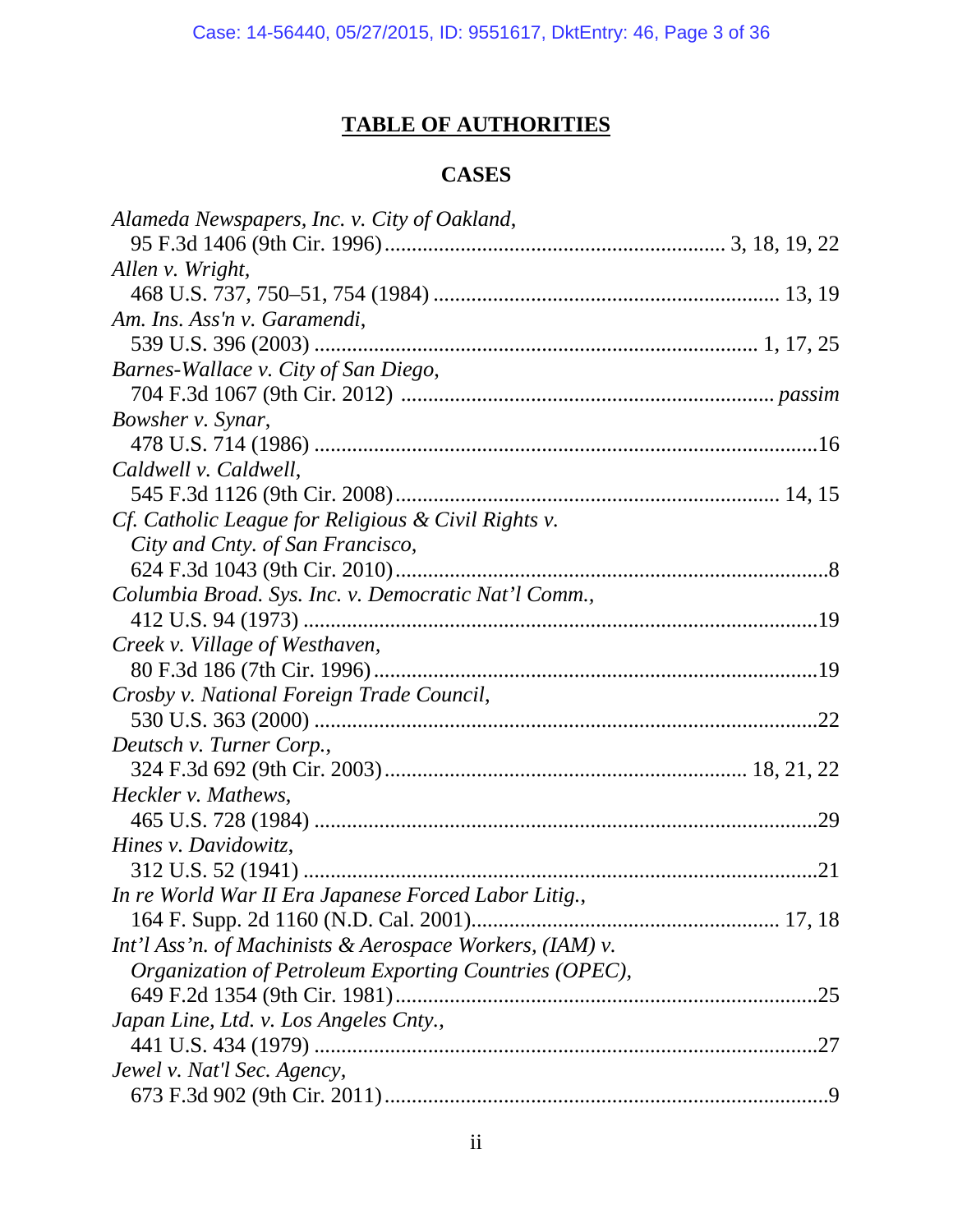# TABLE OF AUTHORITIES

## CASES

*Alameda Newspapers, Inc. v. City of Oakland*,
95 F.3d 1406 (9th Cir. 1996) .............................................................. 3, 18, 19, 22

*Allen v. Wright*,
468 U.S. 737, 750–51, 754 (1984) ............................................................... 13, 19

*Am. Ins. Ass'n v. Garamendi*,
539 U.S. 396 (2003) ............................................................................... 1, 17, 25

*Barnes-Wallace v. City of San Diego*,
704 F.3d 1067 (9th Cir. 2012) .................................................................... *passim*

*Bowsher v. Synar*,
478 U.S. 714 (1986) .............................................................................................16

*Caldwell v. Caldwell*,
545 F.3d 1126 (9th Cir. 2008) ..................................................................... 14, 15

*Cf. Catholic League for Religious & Civil Rights v. City and Cnty. of San Francisco*,
624 F.3d 1043 (9th Cir. 2010) ................................................................................8

*Columbia Broad. Sys. Inc. v. Democratic Nat'l Comm.*,
412 U.S. 94 (1973) ...............................................................................................19

*Creek v. Village of Westhaven*,
80 F.3d 186 (7th Cir. 1996) ..................................................................................19

*Crosby v. National Foreign Trade Council*,
530 U.S. 363 (2000) .............................................................................................22

*Deutsch v. Turner Corp.*,
324 F.3d 692 (9th Cir. 2003) ................................................................ 18, 21, 22

*Heckler v. Mathews*,
465 U.S. 728 (1984) .............................................................................................29

*Hines v. Davidowitz*,
312 U.S. 52 (1941) ...............................................................................................21

*In re World War II Era Japanese Forced Labor Litig.*,
164 F. Supp. 2d 1160 (N.D. Cal. 2001) ........................................................ 17, 18

*Int'l Ass'n. of Machinists & Aerospace Workers, (IAM) v. Organization of Petroleum Exporting Countries (OPEC)*,
649 F.2d 1354 (9th Cir. 1981) ..............................................................................25

*Japan Line, Ltd. v. Los Angeles Cnty.*,
441 U.S. 434 (1979) .............................................................................................27

*Jewel v. Nat'l Sec. Agency*,
673 F.3d 902 (9th Cir. 2011) .................................................................................9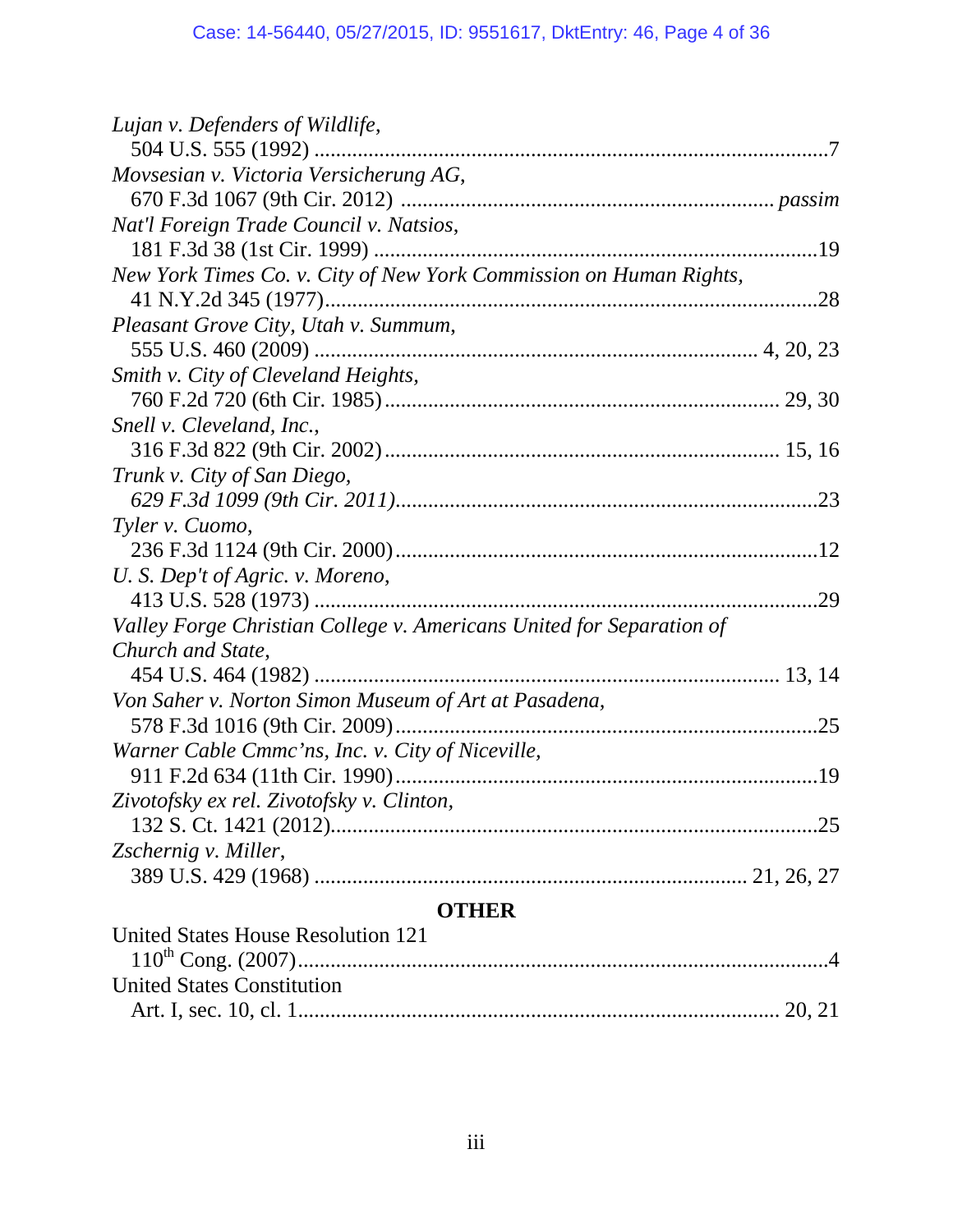*Lujan v. Defenders of Wildlife*,
504 U.S. 555 (1992) ....................................................................................7

*Movsesian v. Victoria Versicherung AG*,
670 F.3d 1067 (9th Cir. 2012) ................................................................... *passim*

*Nat'l Foreign Trade Council v. Natsios*,
181 F.3d 38 (1st Cir. 1999) ...........................................................................19

*New York Times Co. v. City of New York Commission on Human Rights*,
41 N.Y.2d 345 (1977)...................................................................................28

*Pleasant Grove City, Utah v. Summum*,
555 U.S. 460 (2009) ................................................................................ 4, 20, 23

*Smith v. City of Cleveland Heights*,
760 F.2d 720 (6th Cir. 1985)..................................................................... 29, 30

*Snell v. Cleveland, Inc.*,
316 F.3d 822 (9th Cir. 2002)...................................................................... 15, 16

*Trunk v. City of San Diego*,
*629 F.3d 1099 (9th Cir. 2011)*...........................................................................23

*Tyler v. Cuomo*,
236 F.3d 1124 (9th Cir. 2000)............................................................................12

*U. S. Dep't of Agric. v. Moreno*,
413 U.S. 528 (1973) .........................................................................................29

*Valley Forge Christian College v. Americans United for Separation of Church and State*,
454 U.S. 464 (1982) ................................................................................. 13, 14

*Von Saher v. Norton Simon Museum of Art at Pasadena*,
578 F.3d 1016 (9th Cir. 2009)............................................................................25

*Warner Cable Cmmc'ns, Inc. v. City of Niceville*,
911 F.2d 634 (11th Cir. 1990)............................................................................19

*Zivotofsky ex rel. Zivotofsky v. Clinton*,
132 S. Ct. 1421 (2012).......................................................................................25

*Zschernig v. Miller*,
389 U.S. 429 (1968) ........................................................................... 21, 26, 27

## OTHER

United States House Resolution 121
110th Cong. (2007)...............................................................................................4

United States Constitution
Art. I, sec. 10, cl. 1.......................................................................................... 20, 21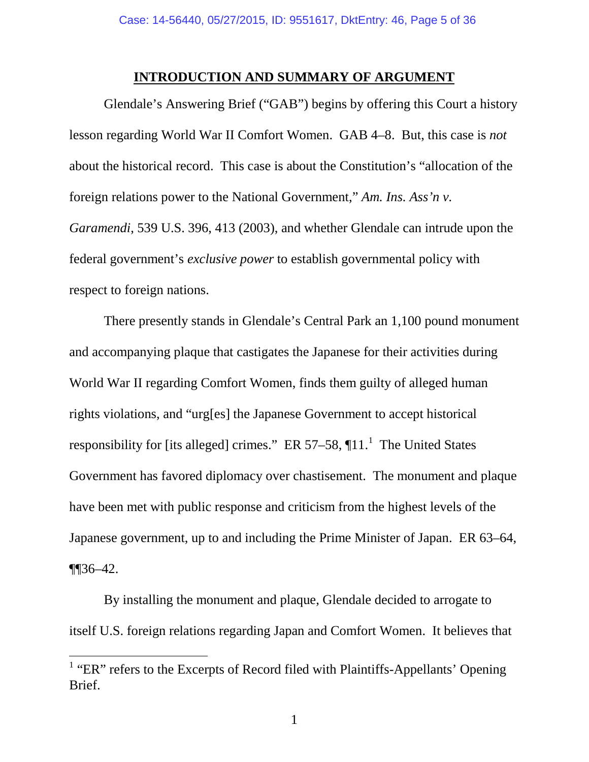## INTRODUCTION AND SUMMARY OF ARGUMENT

Glendale's Answering Brief ("GAB") begins by offering this Court a history lesson regarding World War II Comfort Women. GAB 4–8. But, this case is *not* about the historical record. This case is about the Constitution's "allocation of the foreign relations power to the National Government," *Am. Ins. Ass'n v. Garamendi*, 539 U.S. 396, 413 (2003), and whether Glendale can intrude upon the federal government's *exclusive power* to establish governmental policy with respect to foreign nations.

There presently stands in Glendale's Central Park an 1,100 pound monument and accompanying plaque that castigates the Japanese for their activities during World War II regarding Comfort Women, finds them guilty of alleged human rights violations, and "urg[es] the Japanese Government to accept historical responsibility for [its alleged] crimes." ER 57–58, ¶11.[1] The United States Government has favored diplomacy over chastisement. The monument and plaque have been met with public response and criticism from the highest levels of the Japanese government, up to and including the Prime Minister of Japan. ER 63–64, ¶¶36–42.

By installing the monument and plaque, Glendale decided to arrogate to itself U.S. foreign relations regarding Japan and Comfort Women. It believes that

[1] "ER" refers to the Excerpts of Record filed with Plaintiffs-Appellants' Opening Brief.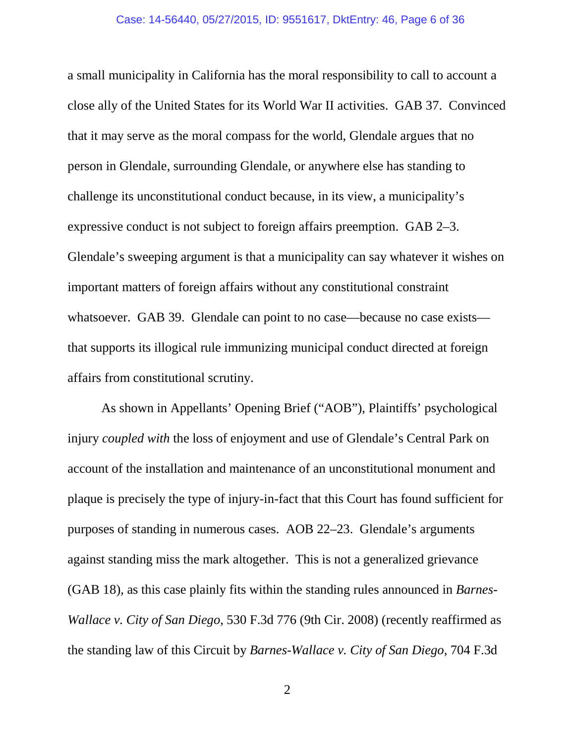a small municipality in California has the moral responsibility to call to account a close ally of the United States for its World War II activities. GAB 37. Convinced that it may serve as the moral compass for the world, Glendale argues that no person in Glendale, surrounding Glendale, or anywhere else has standing to challenge its unconstitutional conduct because, in its view, a municipality's expressive conduct is not subject to foreign affairs preemption. GAB 2–3. Glendale's sweeping argument is that a municipality can say whatever it wishes on important matters of foreign affairs without any constitutional constraint whatsoever. GAB 39. Glendale can point to no case—because no case exists—that supports its illogical rule immunizing municipal conduct directed at foreign affairs from constitutional scrutiny.

As shown in Appellants' Opening Brief ("AOB"), Plaintiffs' psychological injury *coupled with* the loss of enjoyment and use of Glendale's Central Park on account of the installation and maintenance of an unconstitutional monument and plaque is precisely the type of injury-in-fact that this Court has found sufficient for purposes of standing in numerous cases. AOB 22–23. Glendale's arguments against standing miss the mark altogether. This is not a generalized grievance (GAB 18), as this case plainly fits within the standing rules announced in *Barnes-Wallace v. City of San Diego*, 530 F.3d 776 (9th Cir. 2008) (recently reaffirmed as the standing law of this Circuit by *Barnes-Wallace v. City of San Diego*, 704 F.3d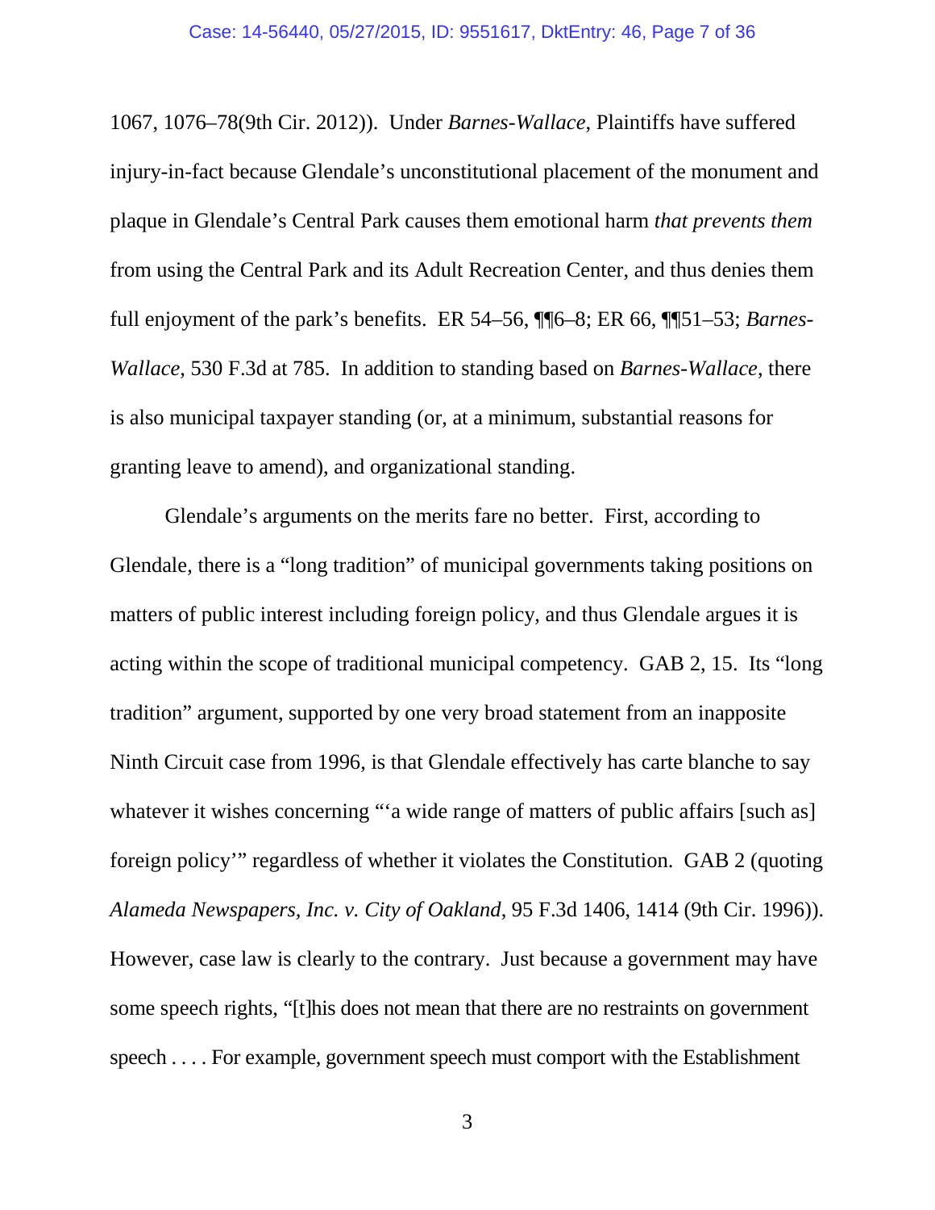1067, 1076–78(9th Cir. 2012)). Under *Barnes-Wallace*, Plaintiffs have suffered injury-in-fact because Glendale's unconstitutional placement of the monument and plaque in Glendale's Central Park causes them emotional harm *that prevents them* from using the Central Park and its Adult Recreation Center, and thus denies them full enjoyment of the park's benefits. ER 54–56, ¶¶6–8; ER 66, ¶¶51–53; *Barnes-Wallace*, 530 F.3d at 785. In addition to standing based on *Barnes-Wallace*, there is also municipal taxpayer standing (or, at a minimum, substantial reasons for granting leave to amend), and organizational standing.

Glendale's arguments on the merits fare no better. First, according to Glendale, there is a "long tradition" of municipal governments taking positions on matters of public interest including foreign policy, and thus Glendale argues it is acting within the scope of traditional municipal competency. GAB 2, 15. Its "long tradition" argument, supported by one very broad statement from an inapposite Ninth Circuit case from 1996, is that Glendale effectively has carte blanche to say whatever it wishes concerning "'a wide range of matters of public affairs [such as] foreign policy'" regardless of whether it violates the Constitution. GAB 2 (quoting *Alameda Newspapers, Inc. v. City of Oakland*, 95 F.3d 1406, 1414 (9th Cir. 1996)). However, case law is clearly to the contrary. Just because a government may have some speech rights, "[t]his does not mean that there are no restraints on government speech . . . . For example, government speech must comport with the Establishment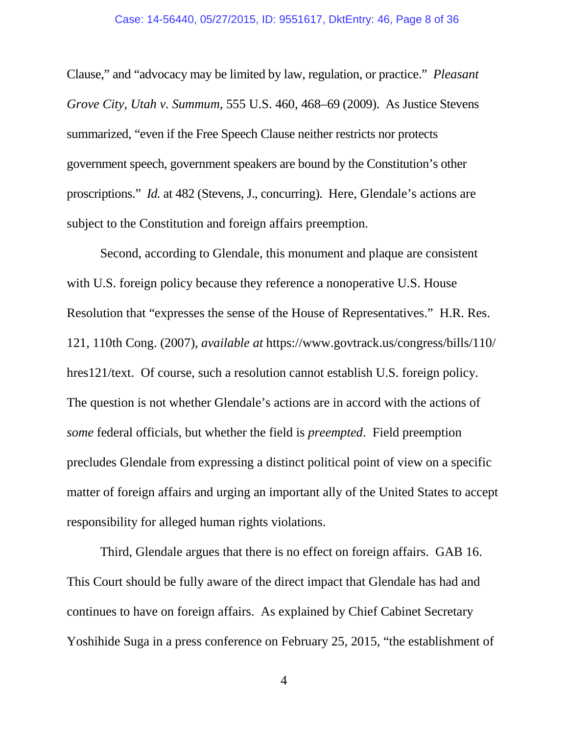Clause," and "advocacy may be limited by law, regulation, or practice." *Pleasant Grove City, Utah v. Summum*, 555 U.S. 460, 468–69 (2009). As Justice Stevens summarized, "even if the Free Speech Clause neither restricts nor protects government speech, government speakers are bound by the Constitution's other proscriptions." *Id.* at 482 (Stevens, J., concurring). Here, Glendale's actions are subject to the Constitution and foreign affairs preemption.

Second, according to Glendale, this monument and plaque are consistent with U.S. foreign policy because they reference a nonoperative U.S. House Resolution that "expresses the sense of the House of Representatives." H.R. Res. 121, 110th Cong. (2007), *available at* https://www.govtrack.us/congress/bills/110/hres121/text. Of course, such a resolution cannot establish U.S. foreign policy. The question is not whether Glendale's actions are in accord with the actions of *some* federal officials, but whether the field is *preempted*. Field preemption precludes Glendale from expressing a distinct political point of view on a specific matter of foreign affairs and urging an important ally of the United States to accept responsibility for alleged human rights violations.

Third, Glendale argues that there is no effect on foreign affairs. GAB 16. This Court should be fully aware of the direct impact that Glendale has had and continues to have on foreign affairs. As explained by Chief Cabinet Secretary Yoshihide Suga in a press conference on February 25, 2015, "the establishment of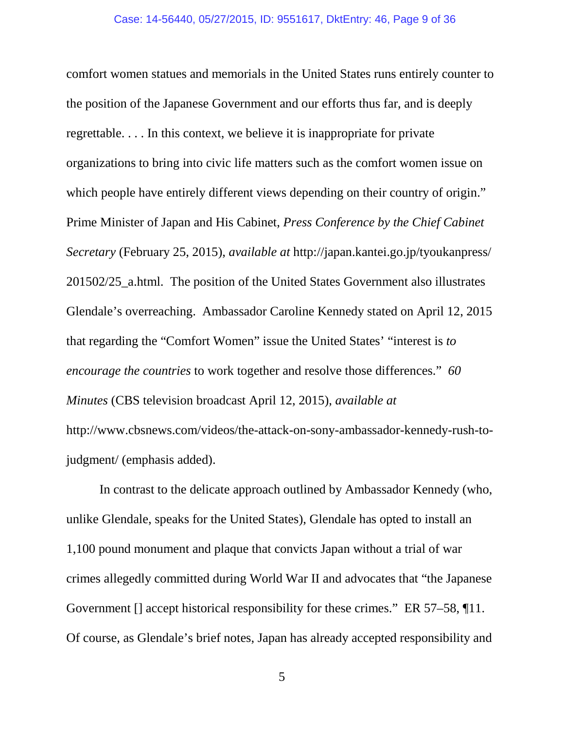comfort women statues and memorials in the United States runs entirely counter to the position of the Japanese Government and our efforts thus far, and is deeply regrettable. . . . In this context, we believe it is inappropriate for private organizations to bring into civic life matters such as the comfort women issue on which people have entirely different views depending on their country of origin." Prime Minister of Japan and His Cabinet, *Press Conference by the Chief Cabinet Secretary* (February 25, 2015), *available at* http://japan.kantei.go.jp/tyoukanpress/201502/25_a.html. The position of the United States Government also illustrates Glendale's overreaching. Ambassador Caroline Kennedy stated on April 12, 2015 that regarding the "Comfort Women" issue the United States' "interest is *to encourage the countries* to work together and resolve those differences." *60 Minutes* (CBS television broadcast April 12, 2015), *available at* http://www.cbsnews.com/videos/the-attack-on-sony-ambassador-kennedy-rush-to-judgment/ (emphasis added).

In contrast to the delicate approach outlined by Ambassador Kennedy (who, unlike Glendale, speaks for the United States), Glendale has opted to install an 1,100 pound monument and plaque that convicts Japan without a trial of war crimes allegedly committed during World War II and advocates that "the Japanese Government [] accept historical responsibility for these crimes." ER 57–58, ¶11. Of course, as Glendale's brief notes, Japan has already accepted responsibility and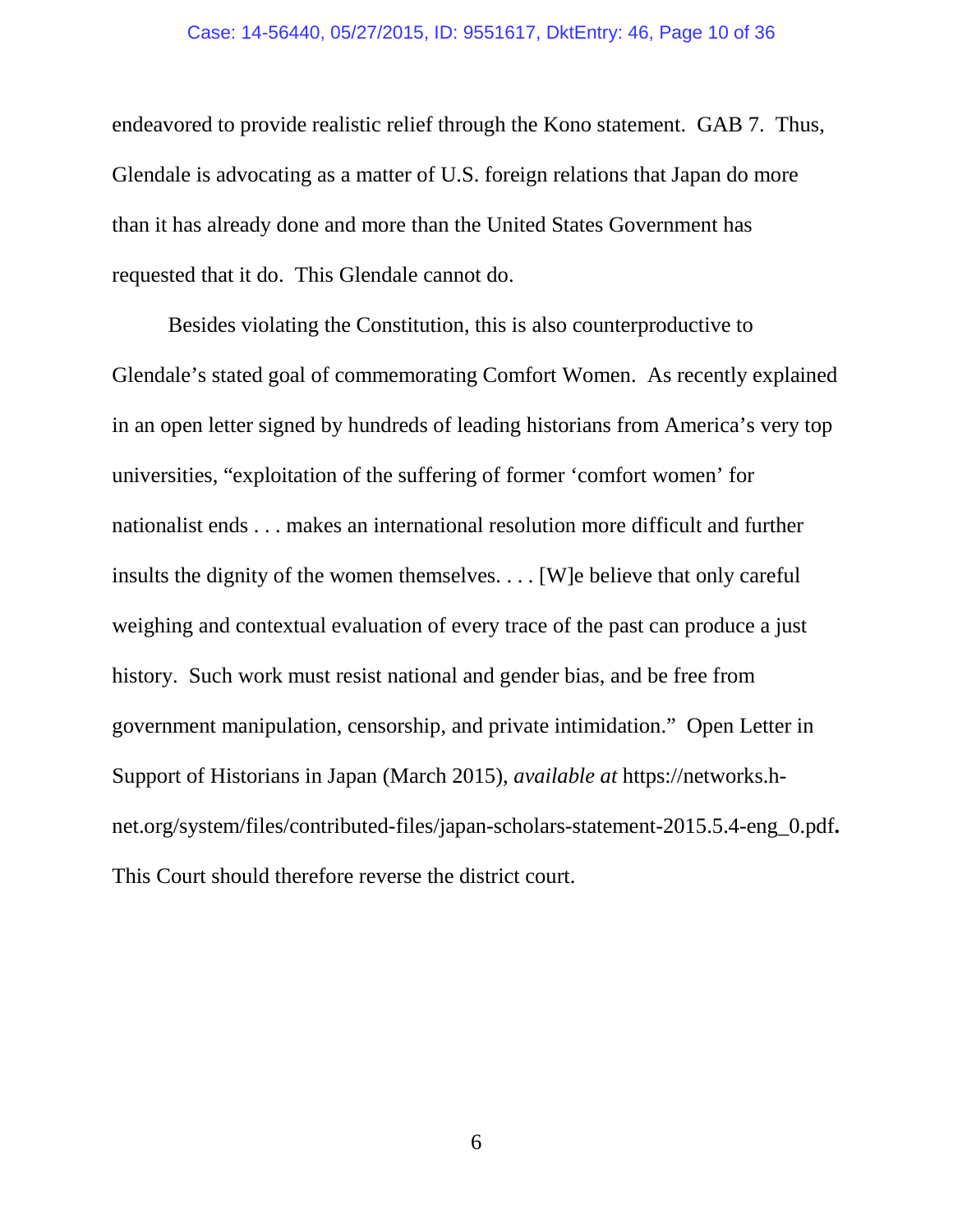endeavored to provide realistic relief through the Kono statement. GAB 7. Thus, Glendale is advocating as a matter of U.S. foreign relations that Japan do more than it has already done and more than the United States Government has requested that it do. This Glendale cannot do.

Besides violating the Constitution, this is also counterproductive to Glendale's stated goal of commemorating Comfort Women. As recently explained in an open letter signed by hundreds of leading historians from America's very top universities, "exploitation of the suffering of former 'comfort women' for nationalist ends . . . makes an international resolution more difficult and further insults the dignity of the women themselves. . . . [W]e believe that only careful weighing and contextual evaluation of every trace of the past can produce a just history. Such work must resist national and gender bias, and be free from government manipulation, censorship, and private intimidation." Open Letter in Support of Historians in Japan (March 2015), *available at* https://networks.h-net.org/system/files/contributed-files/japan-scholars-statement-2015.5.4-eng_0.pdf**.** This Court should therefore reverse the district court.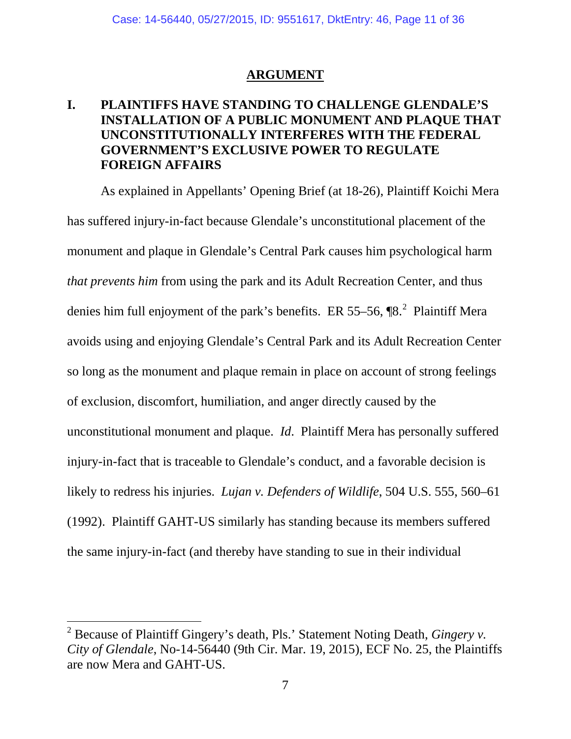## ARGUMENT

### I. PLAINTIFFS HAVE STANDING TO CHALLENGE GLENDALE'S INSTALLATION OF A PUBLIC MONUMENT AND PLAQUE THAT UNCONSTITUTIONALLY INTERFERES WITH THE FEDERAL GOVERNMENT'S EXCLUSIVE POWER TO REGULATE FOREIGN AFFAIRS

As explained in Appellants' Opening Brief (at 18-26), Plaintiff Koichi Mera has suffered injury-in-fact because Glendale's unconstitutional placement of the monument and plaque in Glendale's Central Park causes him psychological harm *that prevents him* from using the park and its Adult Recreation Center, and thus denies him full enjoyment of the park's benefits. ER 55–56, ¶8.[2] Plaintiff Mera avoids using and enjoying Glendale's Central Park and its Adult Recreation Center so long as the monument and plaque remain in place on account of strong feelings of exclusion, discomfort, humiliation, and anger directly caused by the unconstitutional monument and plaque. *Id.* Plaintiff Mera has personally suffered injury-in-fact that is traceable to Glendale's conduct, and a favorable decision is likely to redress his injuries. *Lujan v. Defenders of Wildlife*, 504 U.S. 555, 560–61 (1992). Plaintiff GAHT-US similarly has standing because its members suffered the same injury-in-fact (and thereby have standing to sue in their individual

---

[2] Because of Plaintiff Gingery's death, Pls.' Statement Noting Death, *Gingery v. City of Glendale*, No-14-56440 (9th Cir. Mar. 19, 2015), ECF No. 25, the Plaintiffs are now Mera and GAHT-US.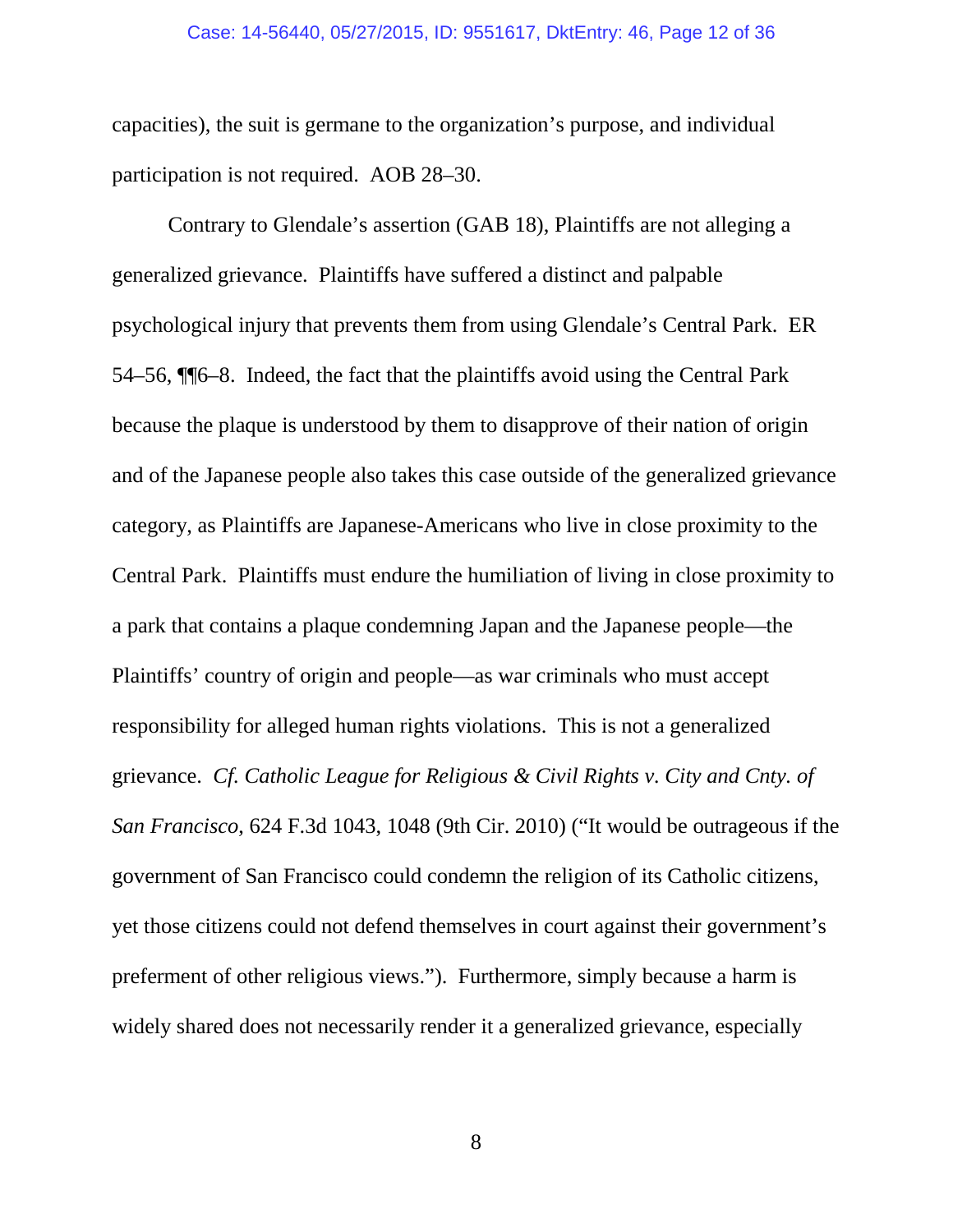capacities), the suit is germane to the organization's purpose, and individual participation is not required. AOB 28–30.

Contrary to Glendale's assertion (GAB 18), Plaintiffs are not alleging a generalized grievance. Plaintiffs have suffered a distinct and palpable psychological injury that prevents them from using Glendale's Central Park. ER 54–56, ¶¶6–8. Indeed, the fact that the plaintiffs avoid using the Central Park because the plaque is understood by them to disapprove of their nation of origin and of the Japanese people also takes this case outside of the generalized grievance category, as Plaintiffs are Japanese-Americans who live in close proximity to the Central Park. Plaintiffs must endure the humiliation of living in close proximity to a park that contains a plaque condemning Japan and the Japanese people—the Plaintiffs' country of origin and people—as war criminals who must accept responsibility for alleged human rights violations. This is not a generalized grievance. *Cf. Catholic League for Religious & Civil Rights v. City and Cnty. of San Francisco,* 624 F.3d 1043, 1048 (9th Cir. 2010) ("It would be outrageous if the government of San Francisco could condemn the religion of its Catholic citizens, yet those citizens could not defend themselves in court against their government's preferment of other religious views."). Furthermore, simply because a harm is widely shared does not necessarily render it a generalized grievance, especially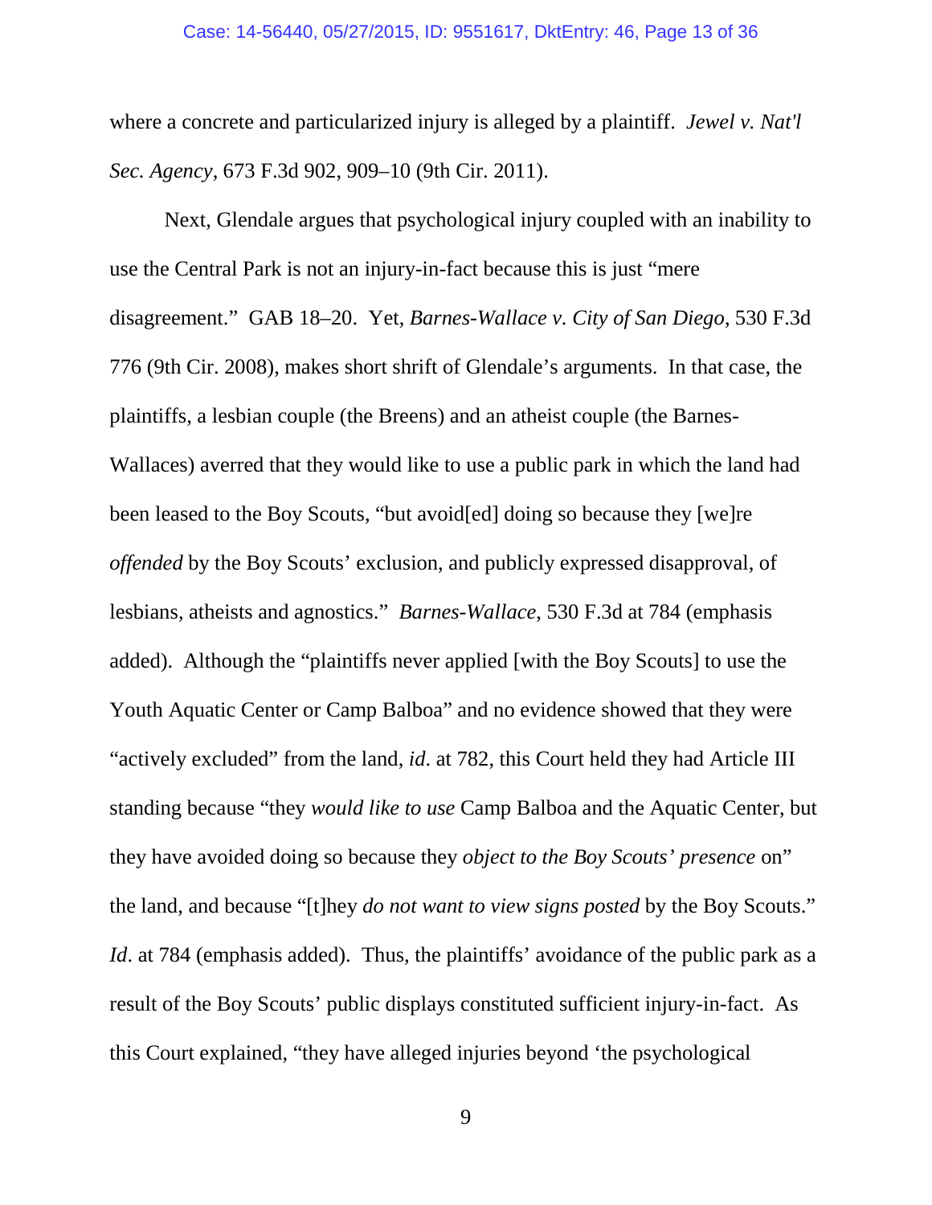where a concrete and particularized injury is alleged by a plaintiff. *Jewel v. Nat'l Sec. Agency*, 673 F.3d 902, 909–10 (9th Cir. 2011).

Next, Glendale argues that psychological injury coupled with an inability to use the Central Park is not an injury-in-fact because this is just "mere disagreement." GAB 18–20. Yet, *Barnes-Wallace v. City of San Diego*, 530 F.3d 776 (9th Cir. 2008), makes short shrift of Glendale's arguments. In that case, the plaintiffs, a lesbian couple (the Breens) and an atheist couple (the Barnes-Wallaces) averred that they would like to use a public park in which the land had been leased to the Boy Scouts, "but avoid[ed] doing so because they [we]re *offended* by the Boy Scouts' exclusion, and publicly expressed disapproval, of lesbians, atheists and agnostics." *Barnes-Wallace*, 530 F.3d at 784 (emphasis added). Although the "plaintiffs never applied [with the Boy Scouts] to use the Youth Aquatic Center or Camp Balboa" and no evidence showed that they were "actively excluded" from the land, *id*. at 782, this Court held they had Article III standing because "they *would like to use* Camp Balboa and the Aquatic Center, but they have avoided doing so because they *object to the Boy Scouts' presence* on" the land, and because "[t]hey *do not want to view signs posted* by the Boy Scouts." *Id*. at 784 (emphasis added). Thus, the plaintiffs' avoidance of the public park as a result of the Boy Scouts' public displays constituted sufficient injury-in-fact. As this Court explained, "they have alleged injuries beyond 'the psychological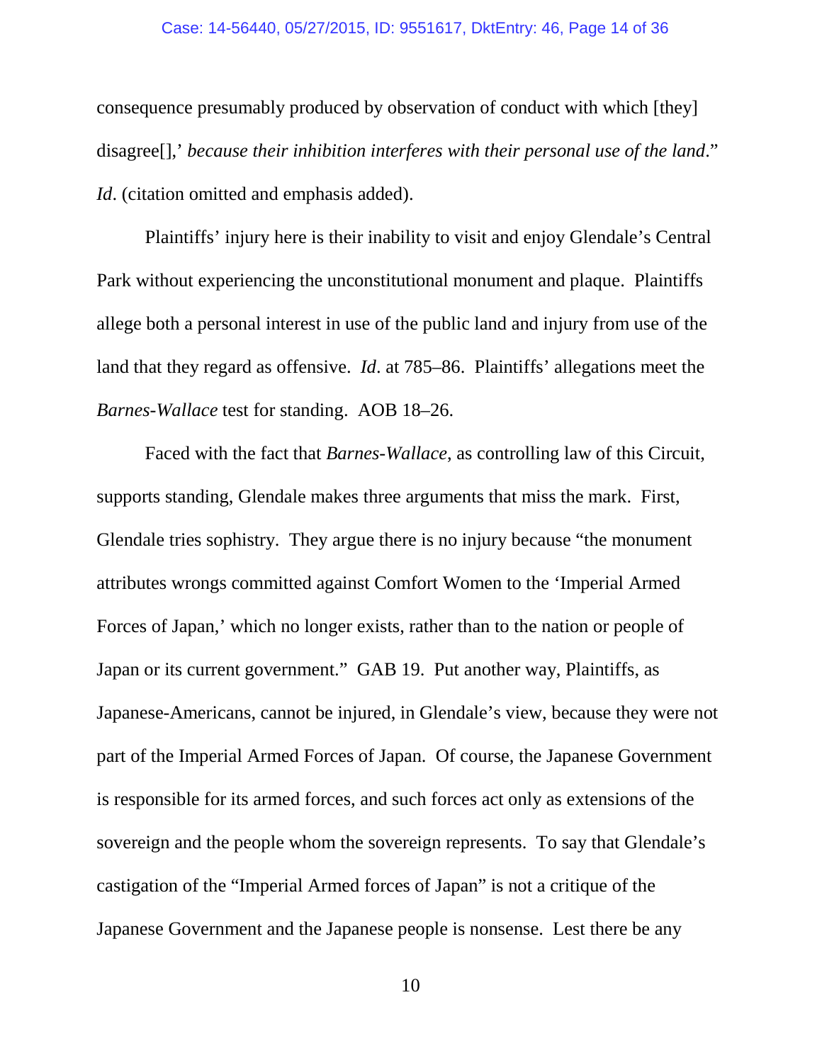consequence presumably produced by observation of conduct with which [they] disagree[],' *because their inhibition interferes with their personal use of the land*." *Id*. (citation omitted and emphasis added).

Plaintiffs' injury here is their inability to visit and enjoy Glendale's Central Park without experiencing the unconstitutional monument and plaque. Plaintiffs allege both a personal interest in use of the public land and injury from use of the land that they regard as offensive. *Id*. at 785–86. Plaintiffs' allegations meet the *Barnes-Wallace* test for standing. AOB 18–26.

Faced with the fact that *Barnes-Wallace*, as controlling law of this Circuit, supports standing, Glendale makes three arguments that miss the mark. First, Glendale tries sophistry. They argue there is no injury because "the monument attributes wrongs committed against Comfort Women to the 'Imperial Armed Forces of Japan,' which no longer exists, rather than to the nation or people of Japan or its current government." GAB 19. Put another way, Plaintiffs, as Japanese-Americans, cannot be injured, in Glendale's view, because they were not part of the Imperial Armed Forces of Japan. Of course, the Japanese Government is responsible for its armed forces, and such forces act only as extensions of the sovereign and the people whom the sovereign represents. To say that Glendale's castigation of the "Imperial Armed forces of Japan" is not a critique of the Japanese Government and the Japanese people is nonsense. Lest there be any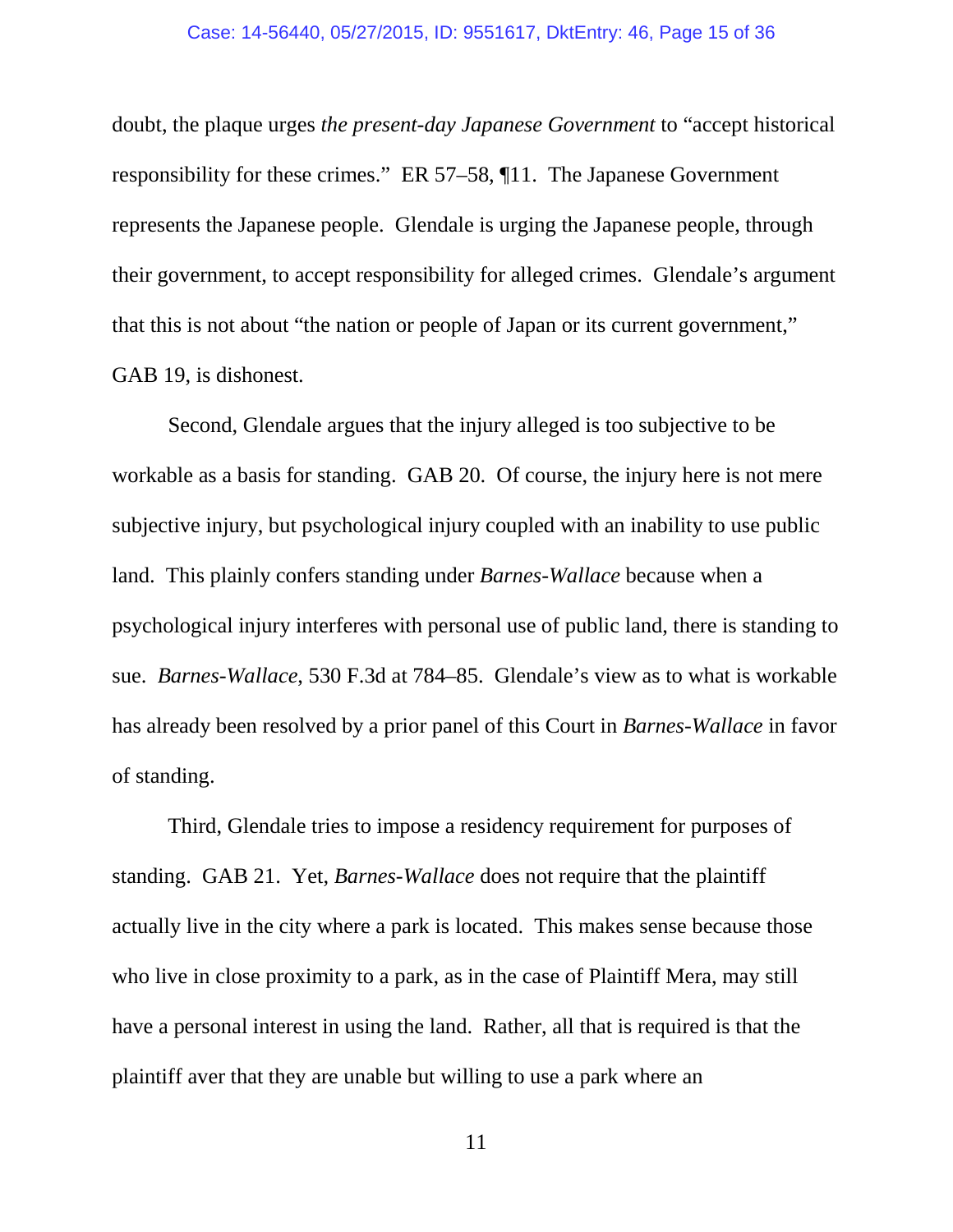doubt, the plaque urges *the present-day Japanese Government* to "accept historical responsibility for these crimes." ER 57–58, ¶11. The Japanese Government represents the Japanese people. Glendale is urging the Japanese people, through their government, to accept responsibility for alleged crimes. Glendale's argument that this is not about "the nation or people of Japan or its current government," GAB 19, is dishonest.

Second, Glendale argues that the injury alleged is too subjective to be workable as a basis for standing. GAB 20. Of course, the injury here is not mere subjective injury, but psychological injury coupled with an inability to use public land. This plainly confers standing under *Barnes-Wallace* because when a psychological injury interferes with personal use of public land, there is standing to sue. *Barnes-Wallace*, 530 F.3d at 784–85. Glendale's view as to what is workable has already been resolved by a prior panel of this Court in *Barnes-Wallace* in favor of standing.

Third, Glendale tries to impose a residency requirement for purposes of standing. GAB 21. Yet, *Barnes-Wallace* does not require that the plaintiff actually live in the city where a park is located. This makes sense because those who live in close proximity to a park, as in the case of Plaintiff Mera, may still have a personal interest in using the land. Rather, all that is required is that the plaintiff aver that they are unable but willing to use a park where an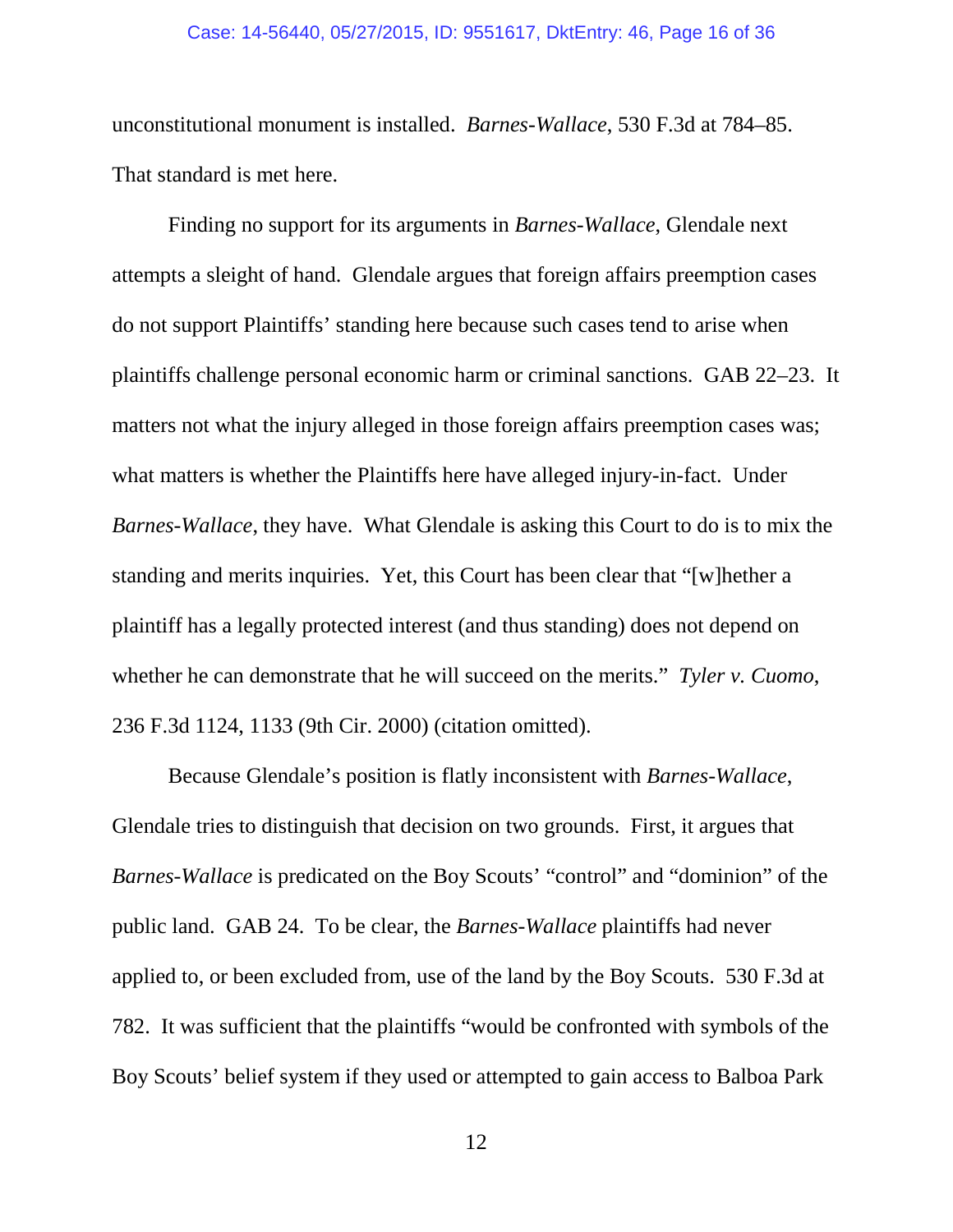unconstitutional monument is installed. *Barnes-Wallace*, 530 F.3d at 784–85. That standard is met here.

Finding no support for its arguments in *Barnes-Wallace*, Glendale next attempts a sleight of hand. Glendale argues that foreign affairs preemption cases do not support Plaintiffs' standing here because such cases tend to arise when plaintiffs challenge personal economic harm or criminal sanctions. GAB 22–23. It matters not what the injury alleged in those foreign affairs preemption cases was; what matters is whether the Plaintiffs here have alleged injury-in-fact. Under *Barnes-Wallace*, they have. What Glendale is asking this Court to do is to mix the standing and merits inquiries. Yet, this Court has been clear that "[w]hether a plaintiff has a legally protected interest (and thus standing) does not depend on whether he can demonstrate that he will succeed on the merits." *Tyler v. Cuomo*, 236 F.3d 1124, 1133 (9th Cir. 2000) (citation omitted).

Because Glendale's position is flatly inconsistent with *Barnes-Wallace*, Glendale tries to distinguish that decision on two grounds. First, it argues that *Barnes-Wallace* is predicated on the Boy Scouts' "control" and "dominion" of the public land. GAB 24. To be clear, the *Barnes-Wallace* plaintiffs had never applied to, or been excluded from, use of the land by the Boy Scouts. 530 F.3d at 782. It was sufficient that the plaintiffs "would be confronted with symbols of the Boy Scouts' belief system if they used or attempted to gain access to Balboa Park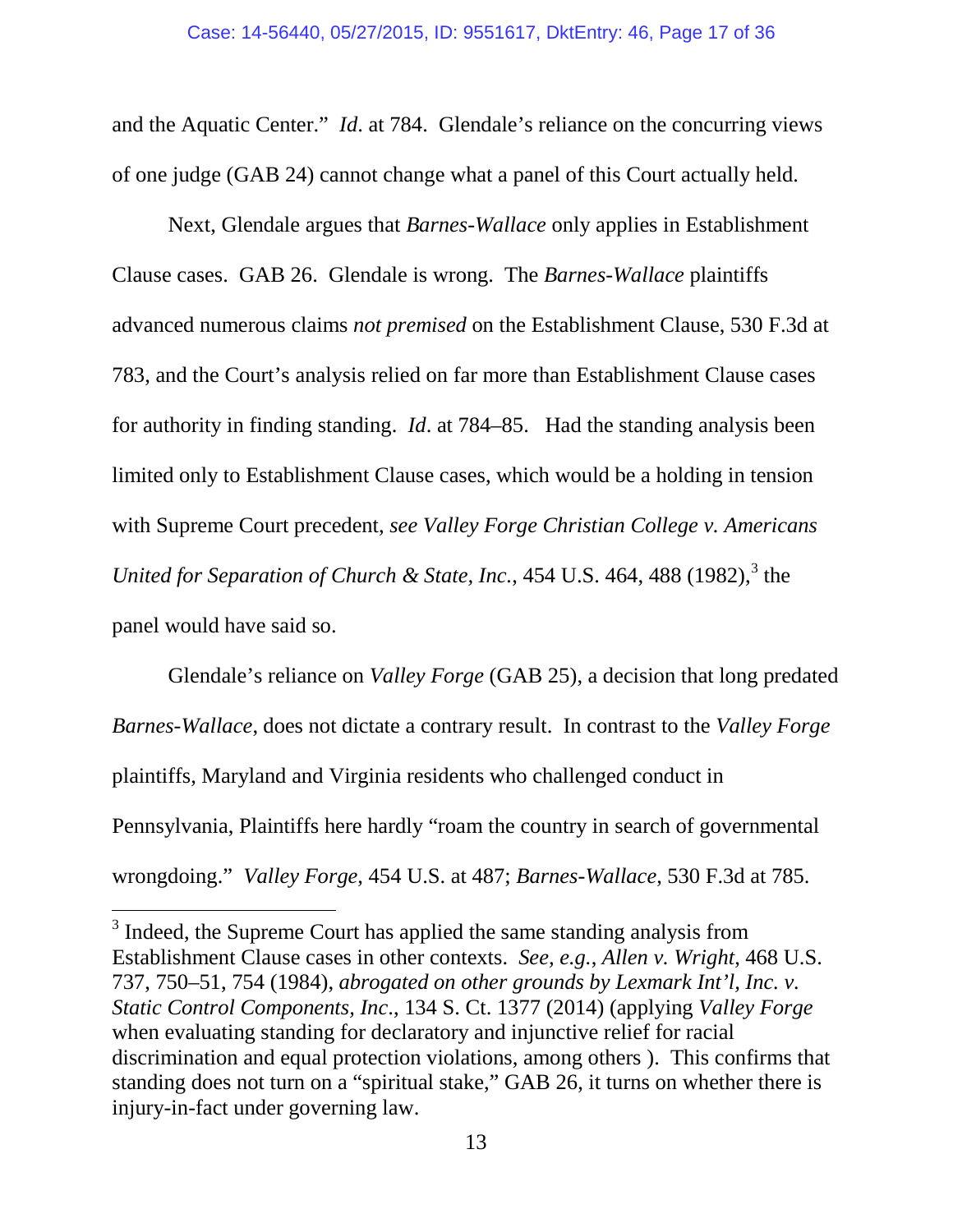and the Aquatic Center." *Id*. at 784. Glendale's reliance on the concurring views of one judge (GAB 24) cannot change what a panel of this Court actually held.

Next, Glendale argues that *Barnes-Wallace* only applies in Establishment Clause cases. GAB 26. Glendale is wrong. The *Barnes-Wallace* plaintiffs advanced numerous claims *not premised* on the Establishment Clause, 530 F.3d at 783, and the Court's analysis relied on far more than Establishment Clause cases for authority in finding standing. *Id*. at 784–85. Had the standing analysis been limited only to Establishment Clause cases, which would be a holding in tension with Supreme Court precedent, *see Valley Forge Christian College v. Americans United for Separation of Church & State, Inc.*, 454 U.S. 464, 488 (1982),[3] the panel would have said so.

Glendale's reliance on *Valley Forge* (GAB 25), a decision that long predated *Barnes-Wallace*, does not dictate a contrary result. In contrast to the *Valley Forge* plaintiffs, Maryland and Virginia residents who challenged conduct in Pennsylvania, Plaintiffs here hardly "roam the country in search of governmental wrongdoing." *Valley Forge*, 454 U.S. at 487; *Barnes-Wallace*, 530 F.3d at 785.

[3] Indeed, the Supreme Court has applied the same standing analysis from Establishment Clause cases in other contexts. *See, e.g.*, *Allen v. Wright*, 468 U.S. 737, 750–51, 754 (1984), *abrogated on other grounds by Lexmark Int'l, Inc. v. Static Control Components, Inc*., 134 S. Ct. 1377 (2014) (applying *Valley Forge* when evaluating standing for declaratory and injunctive relief for racial discrimination and equal protection violations, among others ). This confirms that standing does not turn on a "spiritual stake," GAB 26, it turns on whether there is injury-in-fact under governing law.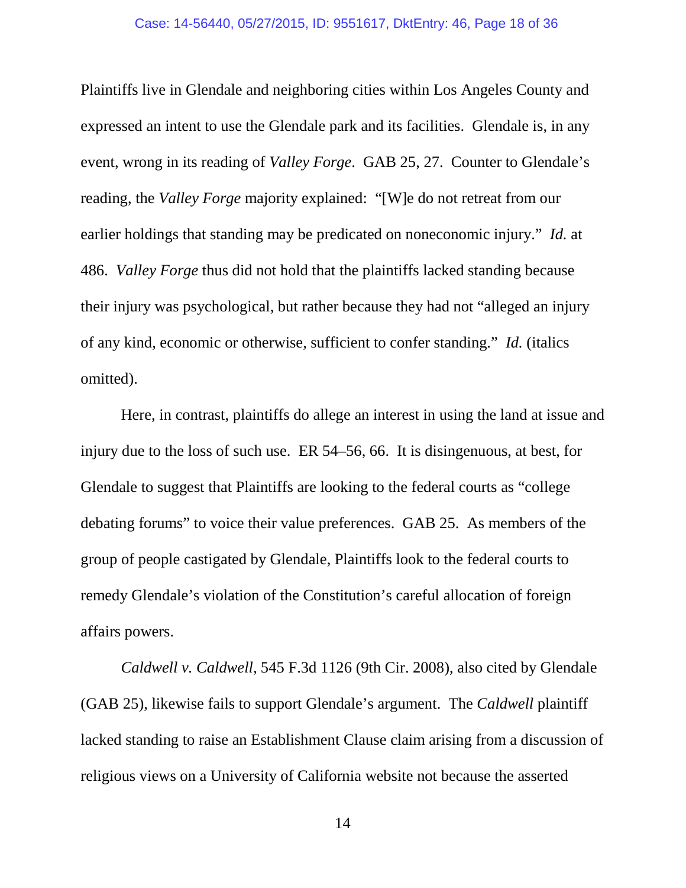Plaintiffs live in Glendale and neighboring cities within Los Angeles County and expressed an intent to use the Glendale park and its facilities. Glendale is, in any event, wrong in its reading of *Valley Forge*. GAB 25, 27. Counter to Glendale's reading, the *Valley Forge* majority explained: "[W]e do not retreat from our earlier holdings that standing may be predicated on noneconomic injury." *Id.* at 486. *Valley Forge* thus did not hold that the plaintiffs lacked standing because their injury was psychological, but rather because they had not "alleged an injury of any kind, economic or otherwise, sufficient to confer standing." *Id.* (italics omitted).

Here, in contrast, plaintiffs do allege an interest in using the land at issue and injury due to the loss of such use. ER 54–56, 66. It is disingenuous, at best, for Glendale to suggest that Plaintiffs are looking to the federal courts as "college debating forums" to voice their value preferences. GAB 25. As members of the group of people castigated by Glendale, Plaintiffs look to the federal courts to remedy Glendale's violation of the Constitution's careful allocation of foreign affairs powers.

*Caldwell v. Caldwell*, 545 F.3d 1126 (9th Cir. 2008), also cited by Glendale (GAB 25), likewise fails to support Glendale's argument. The *Caldwell* plaintiff lacked standing to raise an Establishment Clause claim arising from a discussion of religious views on a University of California website not because the asserted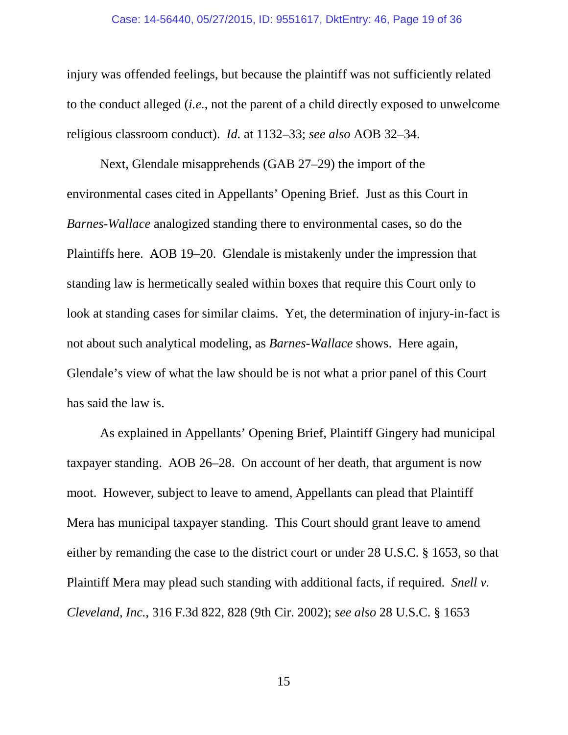injury was offended feelings, but because the plaintiff was not sufficiently related to the conduct alleged (*i.e.*, not the parent of a child directly exposed to unwelcome religious classroom conduct). *Id.* at 1132–33; *see also* AOB 32–34.

Next, Glendale misapprehends (GAB 27–29) the import of the environmental cases cited in Appellants' Opening Brief. Just as this Court in *Barnes-Wallace* analogized standing there to environmental cases, so do the Plaintiffs here. AOB 19–20. Glendale is mistakenly under the impression that standing law is hermetically sealed within boxes that require this Court only to look at standing cases for similar claims. Yet, the determination of injury-in-fact is not about such analytical modeling, as *Barnes-Wallace* shows. Here again, Glendale's view of what the law should be is not what a prior panel of this Court has said the law is.

As explained in Appellants' Opening Brief, Plaintiff Gingery had municipal taxpayer standing. AOB 26–28. On account of her death, that argument is now moot. However, subject to leave to amend, Appellants can plead that Plaintiff Mera has municipal taxpayer standing. This Court should grant leave to amend either by remanding the case to the district court or under 28 U.S.C. § 1653, so that Plaintiff Mera may plead such standing with additional facts, if required. *Snell v. Cleveland, Inc.*, 316 F.3d 822, 828 (9th Cir. 2002); *see also* 28 U.S.C. § 1653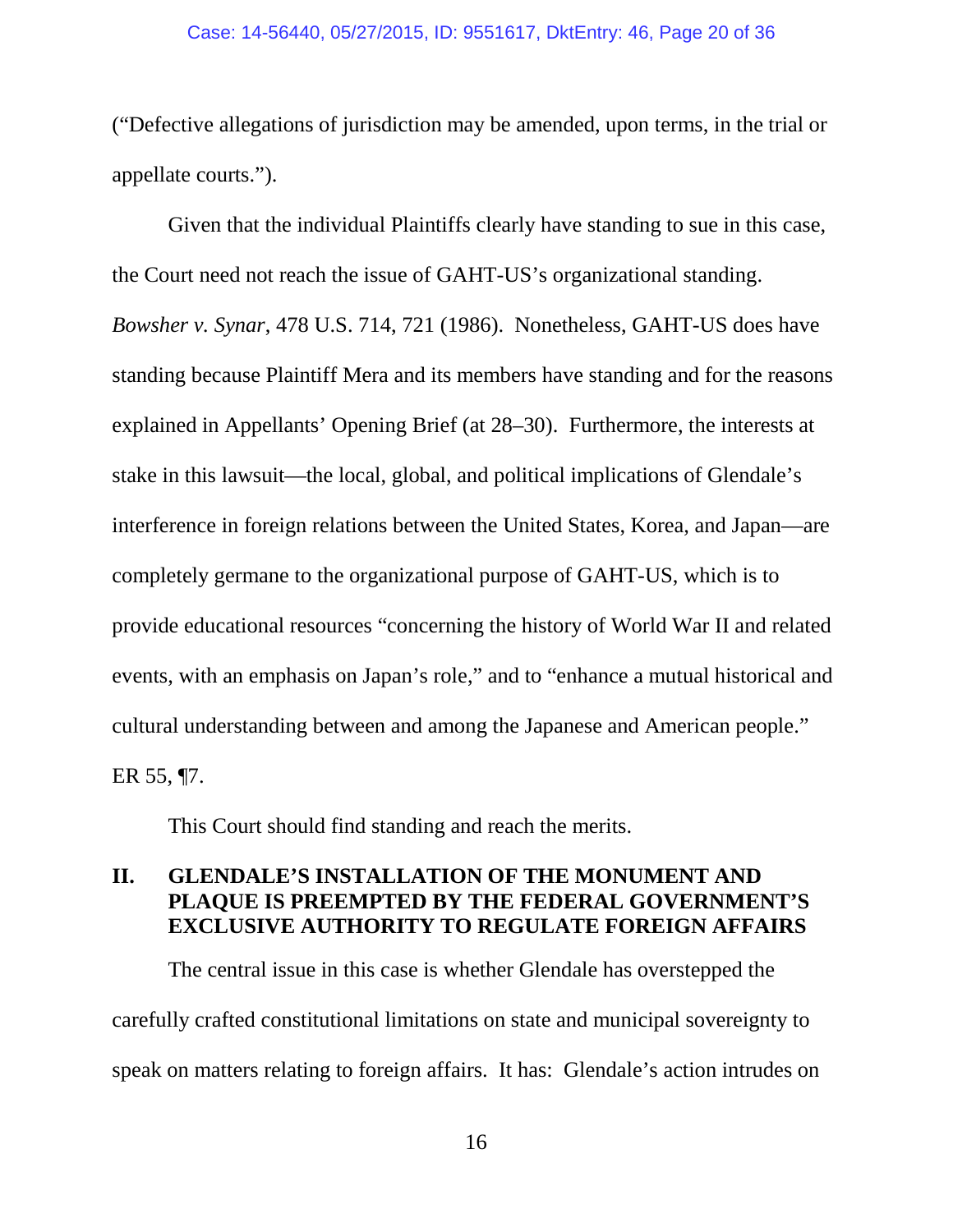("Defective allegations of jurisdiction may be amended, upon terms, in the trial or appellate courts.").

Given that the individual Plaintiffs clearly have standing to sue in this case, the Court need not reach the issue of GAHT-US's organizational standing. *Bowsher v. Synar*, 478 U.S. 714, 721 (1986). Nonetheless, GAHT-US does have standing because Plaintiff Mera and its members have standing and for the reasons explained in Appellants' Opening Brief (at 28–30). Furthermore, the interests at stake in this lawsuit—the local, global, and political implications of Glendale's interference in foreign relations between the United States, Korea, and Japan—are completely germane to the organizational purpose of GAHT-US, which is to provide educational resources "concerning the history of World War II and related events, with an emphasis on Japan's role," and to "enhance a mutual historical and cultural understanding between and among the Japanese and American people." ER 55, ¶7.

This Court should find standing and reach the merits.

## II. GLENDALE'S INSTALLATION OF THE MONUMENT AND PLAQUE IS PREEMPTED BY THE FEDERAL GOVERNMENT'S EXCLUSIVE AUTHORITY TO REGULATE FOREIGN AFFAIRS

The central issue in this case is whether Glendale has overstepped the carefully crafted constitutional limitations on state and municipal sovereignty to speak on matters relating to foreign affairs. It has: Glendale's action intrudes on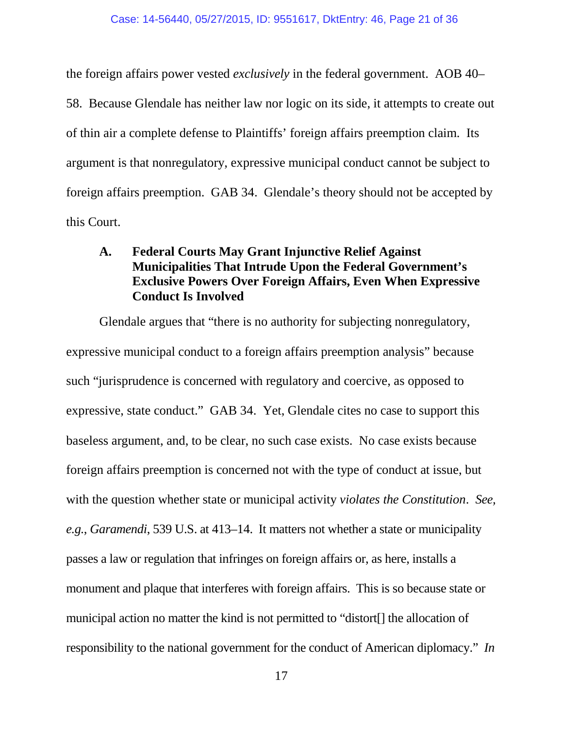the foreign affairs power vested *exclusively* in the federal government. AOB 40–58. Because Glendale has neither law nor logic on its side, it attempts to create out of thin air a complete defense to Plaintiffs' foreign affairs preemption claim. Its argument is that nonregulatory, expressive municipal conduct cannot be subject to foreign affairs preemption. GAB 34. Glendale's theory should not be accepted by this Court.

### A. Federal Courts May Grant Injunctive Relief Against Municipalities That Intrude Upon the Federal Government's Exclusive Powers Over Foreign Affairs, Even When Expressive Conduct Is Involved

Glendale argues that "there is no authority for subjecting nonregulatory, expressive municipal conduct to a foreign affairs preemption analysis" because such "jurisprudence is concerned with regulatory and coercive, as opposed to expressive, state conduct." GAB 34. Yet, Glendale cites no case to support this baseless argument, and, to be clear, no such case exists. No case exists because foreign affairs preemption is concerned not with the type of conduct at issue, but with the question whether state or municipal activity *violates the Constitution*. *See, e.g.*, *Garamendi*, 539 U.S. at 413–14. It matters not whether a state or municipality passes a law or regulation that infringes on foreign affairs or, as here, installs a monument and plaque that interferes with foreign affairs. This is so because state or municipal action no matter the kind is not permitted to "distort[] the allocation of responsibility to the national government for the conduct of American diplomacy." *In*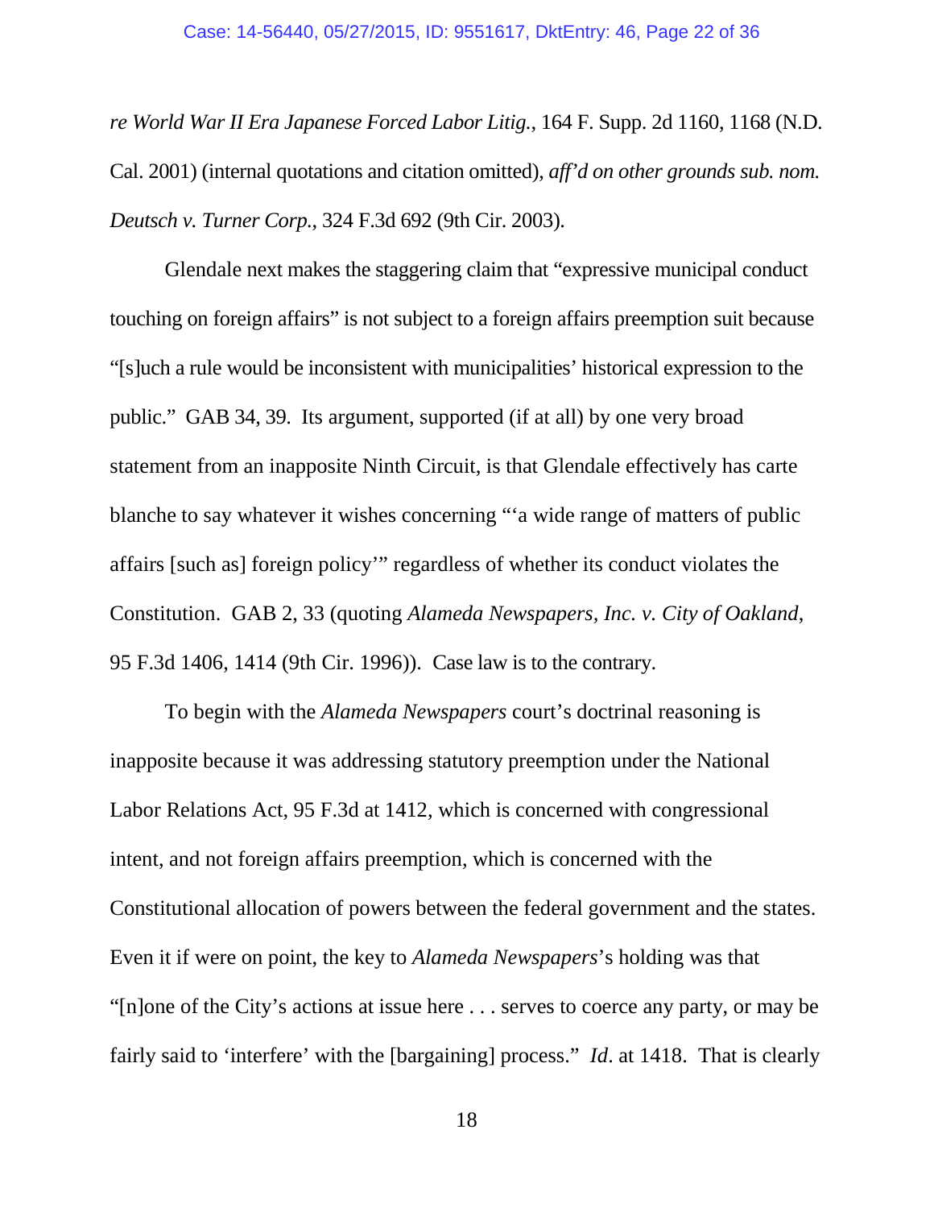*re World War II Era Japanese Forced Labor Litig.*, 164 F. Supp. 2d 1160, 1168 (N.D. Cal. 2001) (internal quotations and citation omitted), *aff'd on other grounds sub. nom. Deutsch v. Turner Corp.*, 324 F.3d 692 (9th Cir. 2003).

Glendale next makes the staggering claim that "expressive municipal conduct touching on foreign affairs" is not subject to a foreign affairs preemption suit because "[s]uch a rule would be inconsistent with municipalities' historical expression to the public." GAB 34, 39. Its argument, supported (if at all) by one very broad statement from an inapposite Ninth Circuit, is that Glendale effectively has carte blanche to say whatever it wishes concerning "'a wide range of matters of public affairs [such as] foreign policy'" regardless of whether its conduct violates the Constitution. GAB 2, 33 (quoting *Alameda Newspapers, Inc. v. City of Oakland*, 95 F.3d 1406, 1414 (9th Cir. 1996)). Case law is to the contrary.

To begin with the *Alameda Newspapers* court's doctrinal reasoning is inapposite because it was addressing statutory preemption under the National Labor Relations Act, 95 F.3d at 1412, which is concerned with congressional intent, and not foreign affairs preemption, which is concerned with the Constitutional allocation of powers between the federal government and the states. Even it if were on point, the key to *Alameda Newspapers*'s holding was that "[n]one of the City's actions at issue here . . . serves to coerce any party, or may be fairly said to 'interfere' with the [bargaining] process." *Id*. at 1418. That is clearly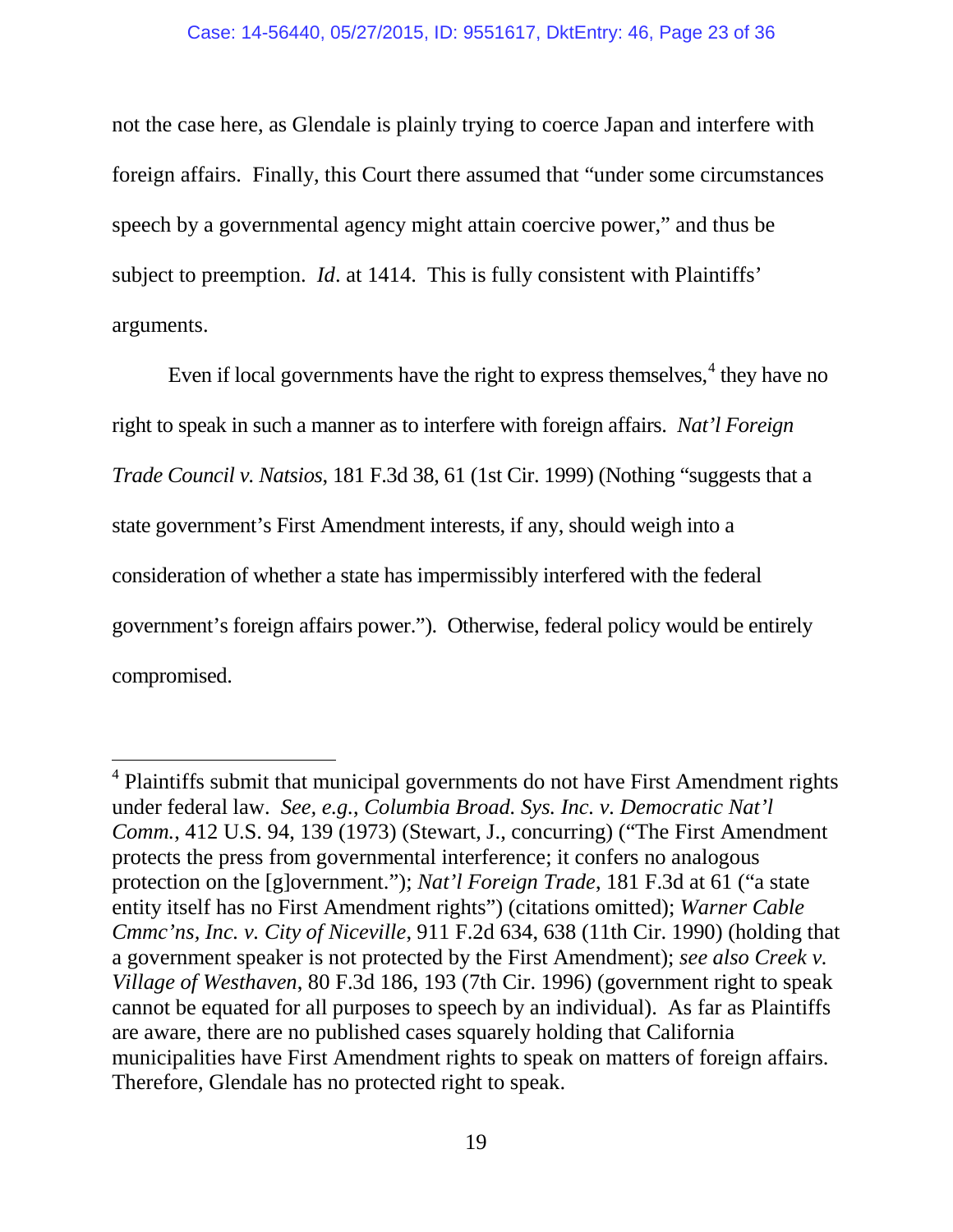not the case here, as Glendale is plainly trying to coerce Japan and interfere with foreign affairs. Finally, this Court there assumed that "under some circumstances speech by a governmental agency might attain coercive power," and thus be subject to preemption. *Id*. at 1414. This is fully consistent with Plaintiffs' arguments.

Even if local governments have the right to express themselves,[4] they have no right to speak in such a manner as to interfere with foreign affairs. *Nat'l Foreign Trade Council v. Natsios*, 181 F.3d 38, 61 (1st Cir. 1999) (Nothing "suggests that a state government's First Amendment interests, if any, should weigh into a consideration of whether a state has impermissibly interfered with the federal government's foreign affairs power."). Otherwise, federal policy would be entirely compromised.

---

[4] Plaintiffs submit that municipal governments do not have First Amendment rights under federal law. *See, e.g., Columbia Broad. Sys. Inc. v. Democratic Nat'l Comm.*, 412 U.S. 94, 139 (1973) (Stewart, J., concurring) ("The First Amendment protects the press from governmental interference; it confers no analogous protection on the [g]overnment."); *Nat'l Foreign Trade*, 181 F.3d at 61 ("a state entity itself has no First Amendment rights") (citations omitted); *Warner Cable Cmmc'ns, Inc. v. City of Niceville*, 911 F.2d 634, 638 (11th Cir. 1990) (holding that a government speaker is not protected by the First Amendment); *see also Creek v. Village of Westhaven*, 80 F.3d 186, 193 (7th Cir. 1996) (government right to speak cannot be equated for all purposes to speech by an individual). As far as Plaintiffs are aware, there are no published cases squarely holding that California municipalities have First Amendment rights to speak on matters of foreign affairs. Therefore, Glendale has no protected right to speak.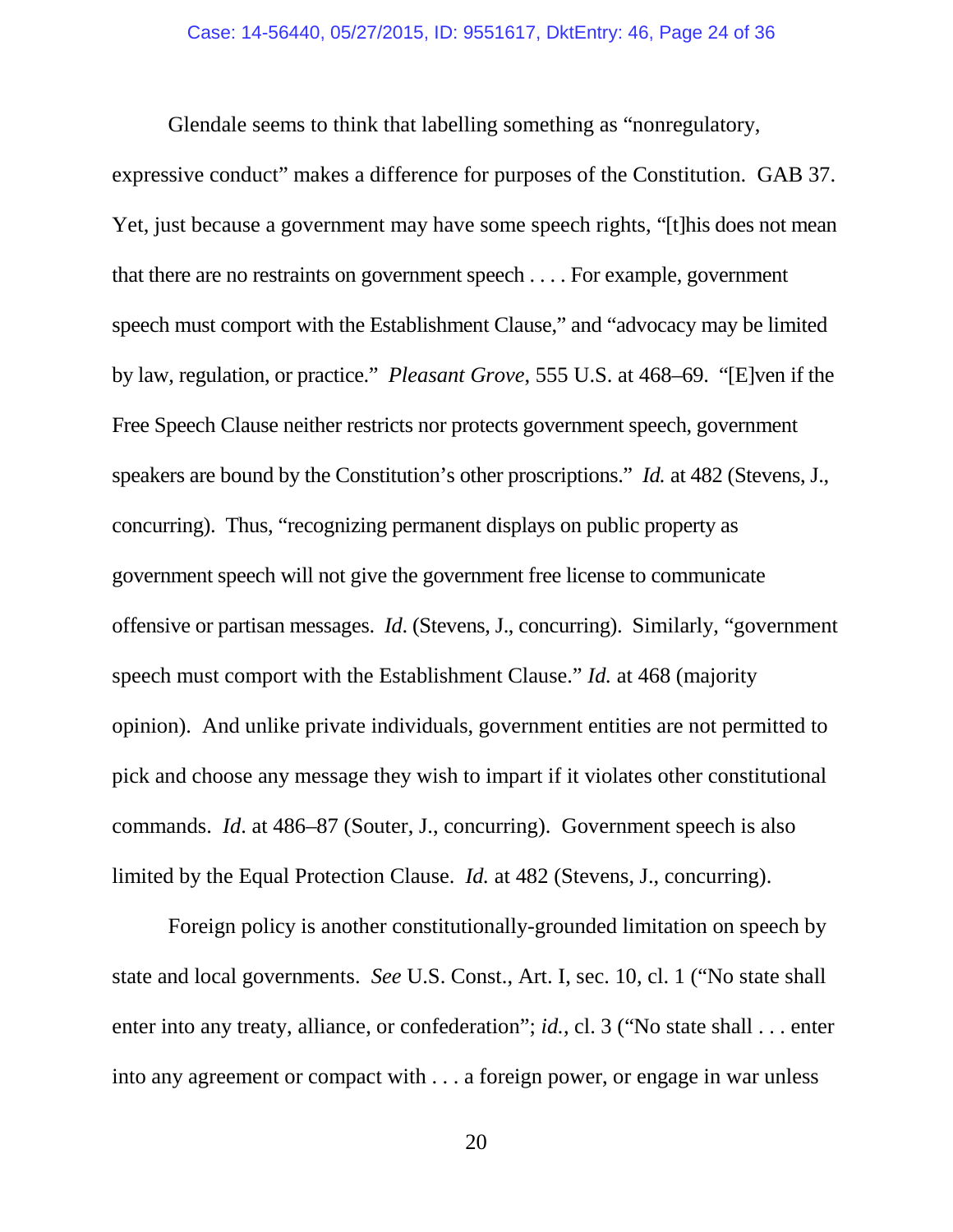Glendale seems to think that labelling something as "nonregulatory, expressive conduct" makes a difference for purposes of the Constitution. GAB 37. Yet, just because a government may have some speech rights, "[t]his does not mean that there are no restraints on government speech . . . . For example, government speech must comport with the Establishment Clause," and "advocacy may be limited by law, regulation, or practice." *Pleasant Grove*, 555 U.S. at 468–69. "[E]ven if the Free Speech Clause neither restricts nor protects government speech, government speakers are bound by the Constitution's other proscriptions." *Id.* at 482 (Stevens, J., concurring). Thus, "recognizing permanent displays on public property as government speech will not give the government free license to communicate offensive or partisan messages. *Id*. (Stevens, J., concurring). Similarly, "government speech must comport with the Establishment Clause." *Id.* at 468 (majority opinion). And unlike private individuals, government entities are not permitted to pick and choose any message they wish to impart if it violates other constitutional commands. *Id*. at 486–87 (Souter, J., concurring). Government speech is also limited by the Equal Protection Clause. *Id.* at 482 (Stevens, J., concurring).

Foreign policy is another constitutionally-grounded limitation on speech by state and local governments. *See* U.S. Const., Art. I, sec. 10, cl. 1 ("No state shall enter into any treaty, alliance, or confederation"; *id.*, cl. 3 ("No state shall . . . enter into any agreement or compact with . . . a foreign power, or engage in war unless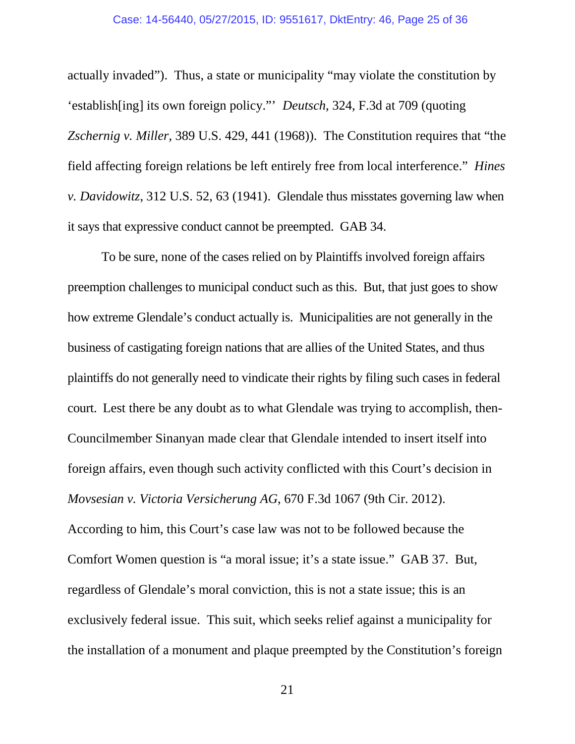actually invaded"). Thus, a state or municipality "may violate the constitution by 'establish[ing] its own foreign policy."' *Deutsch*, 324, F.3d at 709 (quoting *Zschernig v. Miller*, 389 U.S. 429, 441 (1968)). The Constitution requires that "the field affecting foreign relations be left entirely free from local interference." *Hines v. Davidowitz*, 312 U.S. 52, 63 (1941). Glendale thus misstates governing law when it says that expressive conduct cannot be preempted. GAB 34.

To be sure, none of the cases relied on by Plaintiffs involved foreign affairs preemption challenges to municipal conduct such as this. But, that just goes to show how extreme Glendale's conduct actually is. Municipalities are not generally in the business of castigating foreign nations that are allies of the United States, and thus plaintiffs do not generally need to vindicate their rights by filing such cases in federal court. Lest there be any doubt as to what Glendale was trying to accomplish, then-Councilmember Sinanyan made clear that Glendale intended to insert itself into foreign affairs, even though such activity conflicted with this Court's decision in *Movsesian v. Victoria Versicherung AG*, 670 F.3d 1067 (9th Cir. 2012). According to him, this Court's case law was not to be followed because the Comfort Women question is "a moral issue; it's a state issue." GAB 37. But, regardless of Glendale's moral conviction, this is not a state issue; this is an exclusively federal issue. This suit, which seeks relief against a municipality for the installation of a monument and plaque preempted by the Constitution's foreign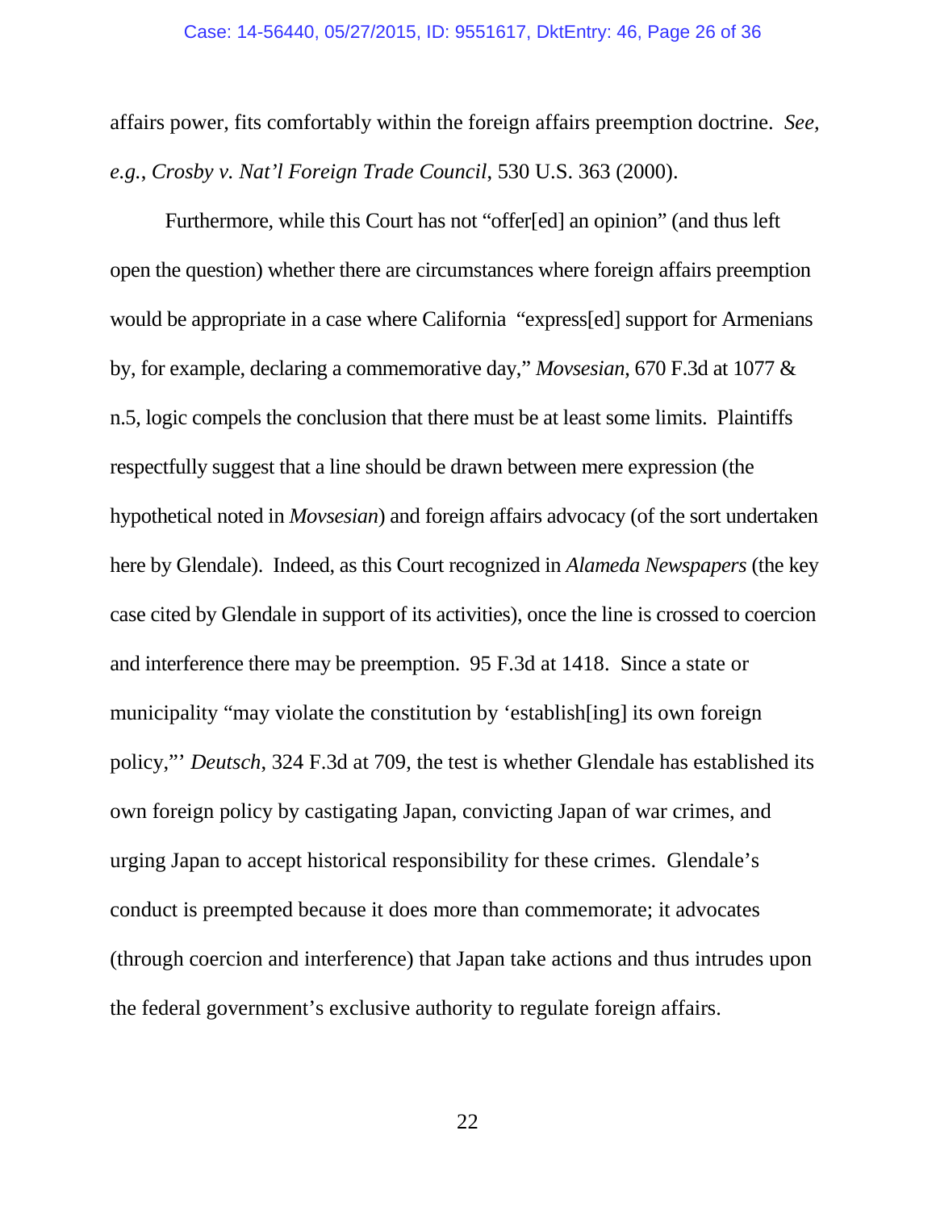affairs power, fits comfortably within the foreign affairs preemption doctrine. *See*, *e.g.*, *Crosby v. Nat'l Foreign Trade Council*, 530 U.S. 363 (2000).

Furthermore, while this Court has not "offer[ed] an opinion" (and thus left open the question) whether there are circumstances where foreign affairs preemption would be appropriate in a case where California "express[ed] support for Armenians by, for example, declaring a commemorative day," *Movsesian*, 670 F.3d at 1077 & n.5, logic compels the conclusion that there must be at least some limits. Plaintiffs respectfully suggest that a line should be drawn between mere expression (the hypothetical noted in *Movsesian*) and foreign affairs advocacy (of the sort undertaken here by Glendale). Indeed, as this Court recognized in *Alameda Newspapers* (the key case cited by Glendale in support of its activities), once the line is crossed to coercion and interference there may be preemption. 95 F.3d at 1418. Since a state or municipality "may violate the constitution by 'establish[ing] its own foreign policy,"' *Deutsch*, 324 F.3d at 709, the test is whether Glendale has established its own foreign policy by castigating Japan, convicting Japan of war crimes, and urging Japan to accept historical responsibility for these crimes. Glendale's conduct is preempted because it does more than commemorate; it advocates (through coercion and interference) that Japan take actions and thus intrudes upon the federal government's exclusive authority to regulate foreign affairs.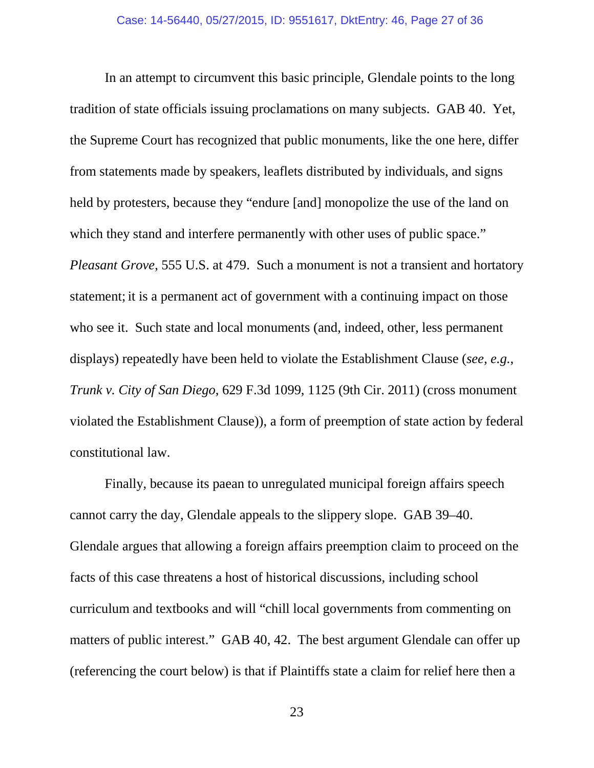In an attempt to circumvent this basic principle, Glendale points to the long tradition of state officials issuing proclamations on many subjects. GAB 40. Yet, the Supreme Court has recognized that public monuments, like the one here, differ from statements made by speakers, leaflets distributed by individuals, and signs held by protesters, because they "endure [and] monopolize the use of the land on which they stand and interfere permanently with other uses of public space." *Pleasant Grove*, 555 U.S. at 479. Such a monument is not a transient and hortatory statement; it is a permanent act of government with a continuing impact on those who see it. Such state and local monuments (and, indeed, other, less permanent displays) repeatedly have been held to violate the Establishment Clause (*see, e.g.*, *Trunk v. City of San Diego*, 629 F.3d 1099, 1125 (9th Cir. 2011) (cross monument violated the Establishment Clause)), a form of preemption of state action by federal constitutional law.

Finally, because its paean to unregulated municipal foreign affairs speech cannot carry the day, Glendale appeals to the slippery slope. GAB 39–40. Glendale argues that allowing a foreign affairs preemption claim to proceed on the facts of this case threatens a host of historical discussions, including school curriculum and textbooks and will "chill local governments from commenting on matters of public interest." GAB 40, 42. The best argument Glendale can offer up (referencing the court below) is that if Plaintiffs state a claim for relief here then a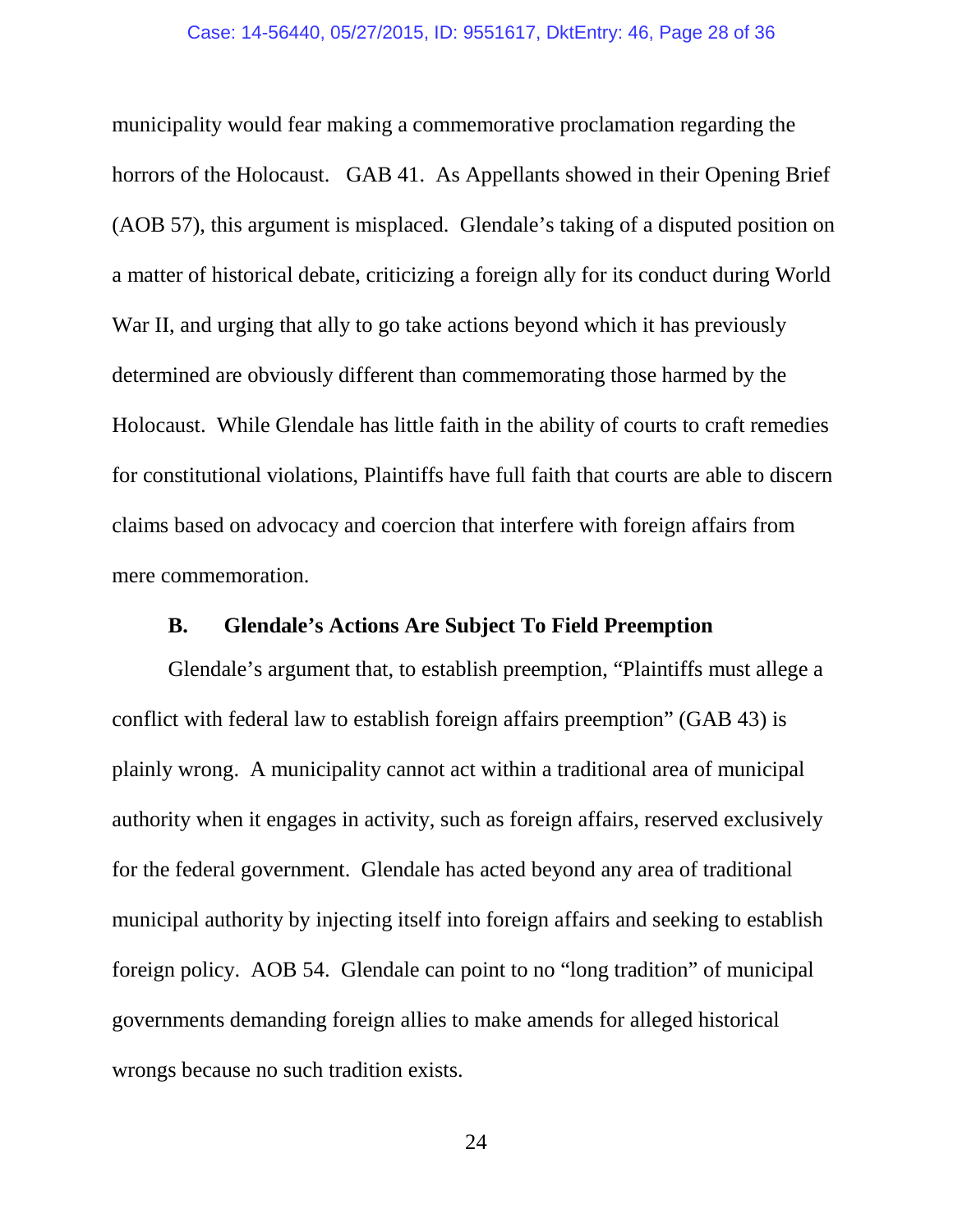municipality would fear making a commemorative proclamation regarding the horrors of the Holocaust. GAB 41. As Appellants showed in their Opening Brief (AOB 57), this argument is misplaced. Glendale's taking of a disputed position on a matter of historical debate, criticizing a foreign ally for its conduct during World War II, and urging that ally to go take actions beyond which it has previously determined are obviously different than commemorating those harmed by the Holocaust. While Glendale has little faith in the ability of courts to craft remedies for constitutional violations, Plaintiffs have full faith that courts are able to discern claims based on advocacy and coercion that interfere with foreign affairs from mere commemoration.

### B. Glendale's Actions Are Subject To Field Preemption

Glendale's argument that, to establish preemption, "Plaintiffs must allege a conflict with federal law to establish foreign affairs preemption" (GAB 43) is plainly wrong. A municipality cannot act within a traditional area of municipal authority when it engages in activity, such as foreign affairs, reserved exclusively for the federal government. Glendale has acted beyond any area of traditional municipal authority by injecting itself into foreign affairs and seeking to establish foreign policy. AOB 54. Glendale can point to no "long tradition" of municipal governments demanding foreign allies to make amends for alleged historical wrongs because no such tradition exists.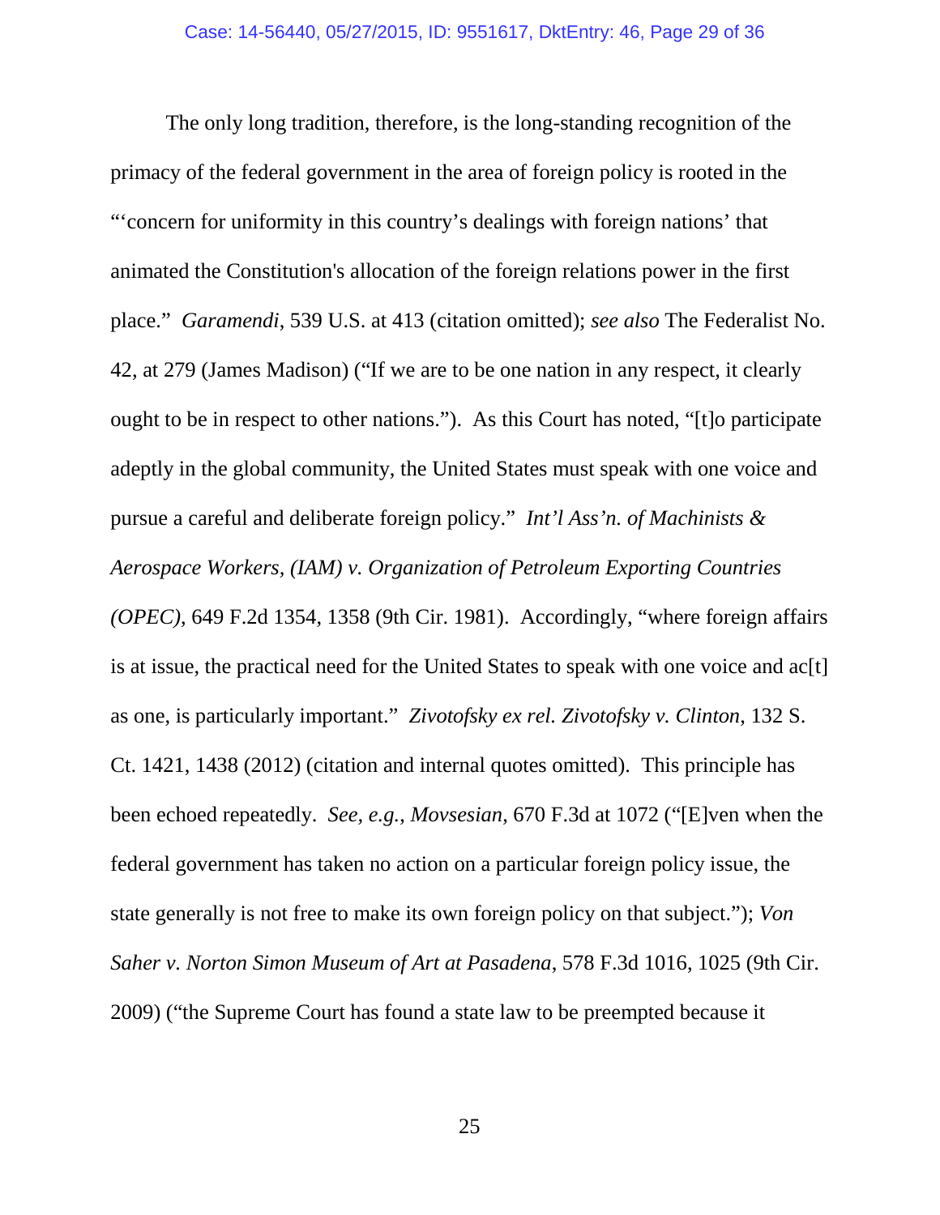The only long tradition, therefore, is the long-standing recognition of the primacy of the federal government in the area of foreign policy is rooted in the "'concern for uniformity in this country's dealings with foreign nations' that animated the Constitution's allocation of the foreign relations power in the first place." *Garamendi*, 539 U.S. at 413 (citation omitted); *see also* The Federalist No. 42, at 279 (James Madison) ("If we are to be one nation in any respect, it clearly ought to be in respect to other nations."). As this Court has noted, "[t]o participate adeptly in the global community, the United States must speak with one voice and pursue a careful and deliberate foreign policy." *Int'l Ass'n. of Machinists & Aerospace Workers, (IAM) v. Organization of Petroleum Exporting Countries (OPEC)*, 649 F.2d 1354, 1358 (9th Cir. 1981). Accordingly, "where foreign affairs is at issue, the practical need for the United States to speak with one voice and ac[t] as one, is particularly important." *Zivotofsky ex rel. Zivotofsky v. Clinton*, 132 S. Ct. 1421, 1438 (2012) (citation and internal quotes omitted). This principle has been echoed repeatedly. *See, e.g.*, *Movsesian*, 670 F.3d at 1072 ("[E]ven when the federal government has taken no action on a particular foreign policy issue, the state generally is not free to make its own foreign policy on that subject."); *Von Saher v. Norton Simon Museum of Art at Pasadena*, 578 F.3d 1016, 1025 (9th Cir. 2009) ("the Supreme Court has found a state law to be preempted because it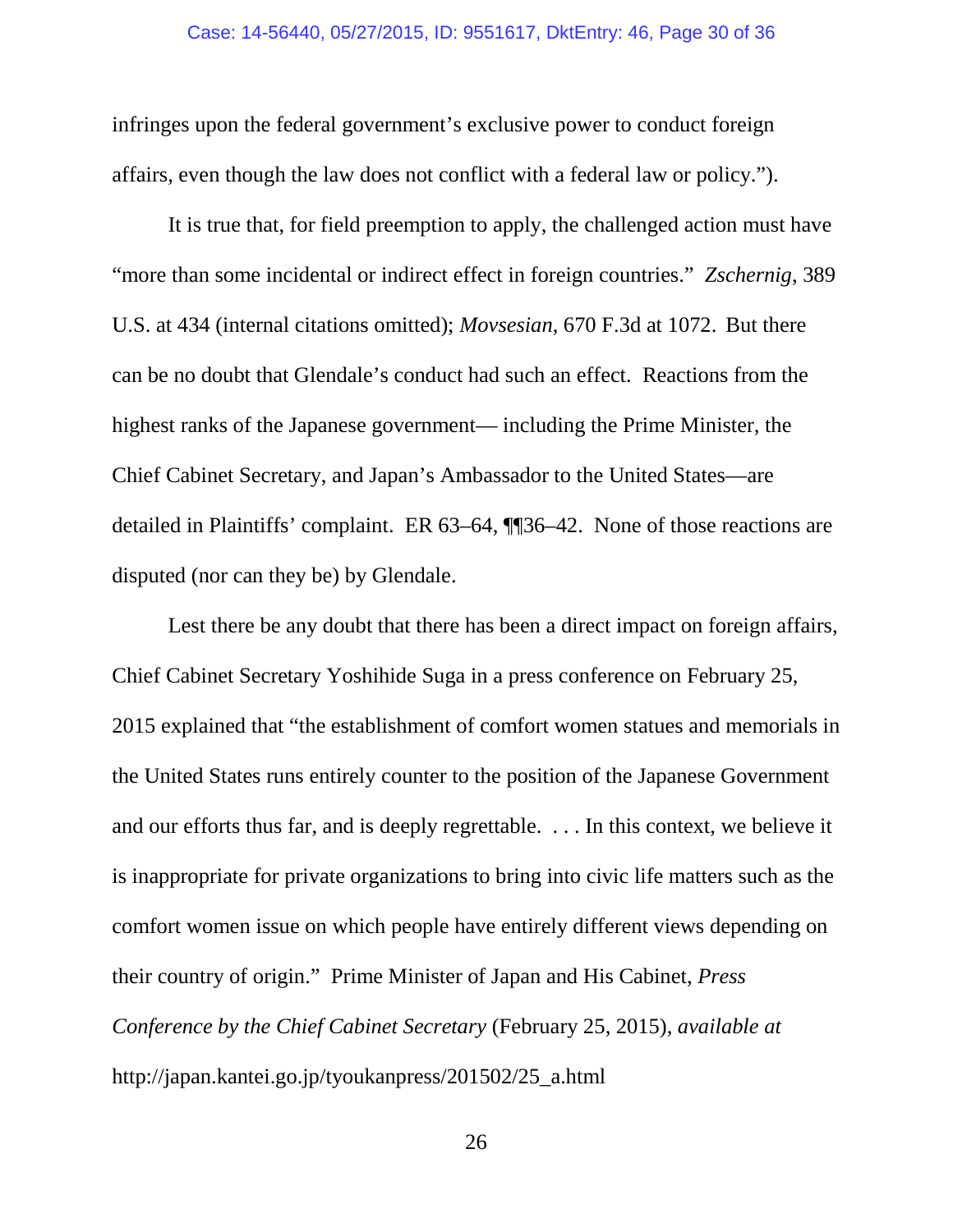infringes upon the federal government's exclusive power to conduct foreign affairs, even though the law does not conflict with a federal law or policy.").

It is true that, for field preemption to apply, the challenged action must have "more than some incidental or indirect effect in foreign countries." *Zschernig*, 389 U.S. at 434 (internal citations omitted); *Movsesian*, 670 F.3d at 1072. But there can be no doubt that Glendale's conduct had such an effect. Reactions from the highest ranks of the Japanese government— including the Prime Minister, the Chief Cabinet Secretary, and Japan's Ambassador to the United States—are detailed in Plaintiffs' complaint. ER 63–64, ¶¶36–42. None of those reactions are disputed (nor can they be) by Glendale.

Lest there be any doubt that there has been a direct impact on foreign affairs, Chief Cabinet Secretary Yoshihide Suga in a press conference on February 25, 2015 explained that "the establishment of comfort women statues and memorials in the United States runs entirely counter to the position of the Japanese Government and our efforts thus far, and is deeply regrettable. . . . In this context, we believe it is inappropriate for private organizations to bring into civic life matters such as the comfort women issue on which people have entirely different views depending on their country of origin." Prime Minister of Japan and His Cabinet, *Press Conference by the Chief Cabinet Secretary* (February 25, 2015), *available at* http://japan.kantei.go.jp/tyoukanpress/201502/25_a.html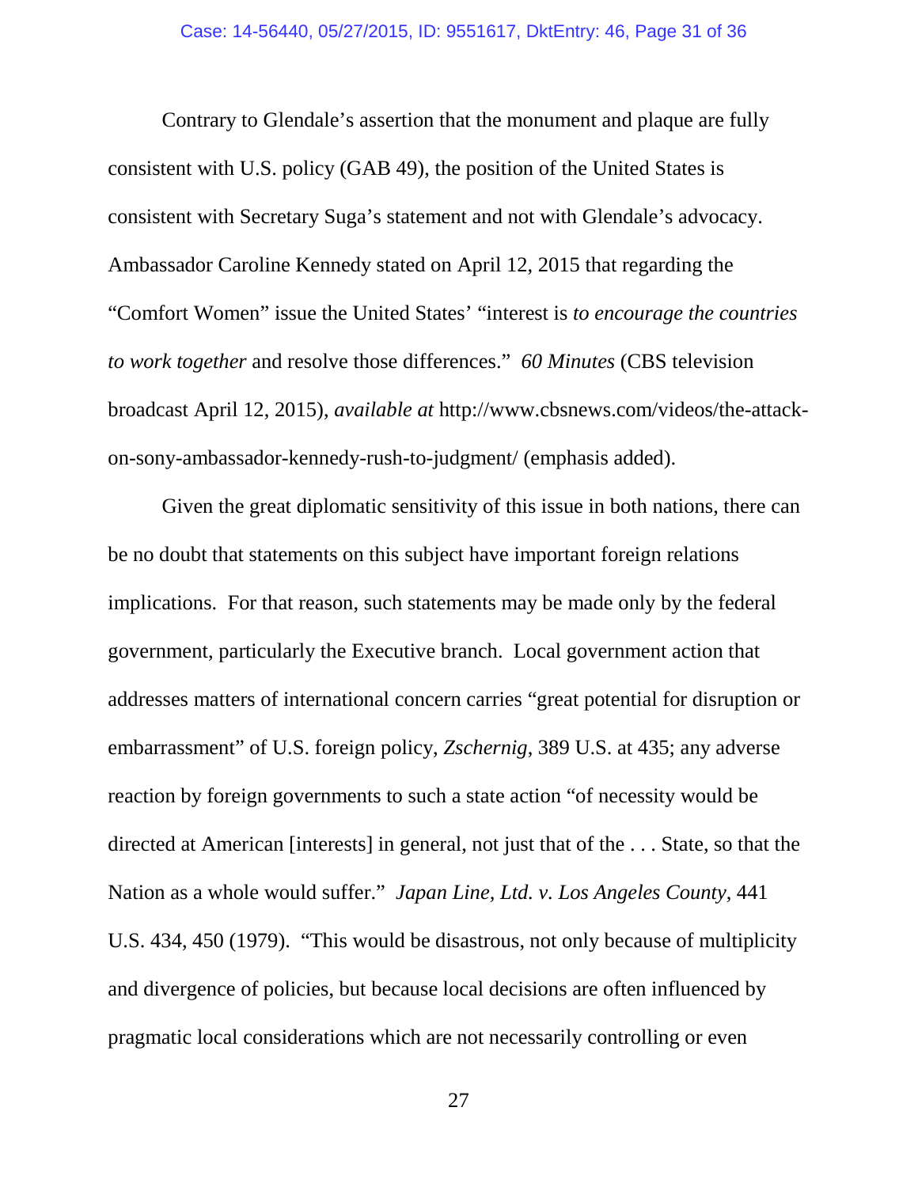Contrary to Glendale's assertion that the monument and plaque are fully consistent with U.S. policy (GAB 49), the position of the United States is consistent with Secretary Suga's statement and not with Glendale's advocacy. Ambassador Caroline Kennedy stated on April 12, 2015 that regarding the "Comfort Women" issue the United States' "interest is *to encourage the countries to work together* and resolve those differences." *60 Minutes* (CBS television broadcast April 12, 2015), *available at* http://www.cbsnews.com/videos/the-attack-on-sony-ambassador-kennedy-rush-to-judgment/ (emphasis added).

Given the great diplomatic sensitivity of this issue in both nations, there can be no doubt that statements on this subject have important foreign relations implications. For that reason, such statements may be made only by the federal government, particularly the Executive branch. Local government action that addresses matters of international concern carries "great potential for disruption or embarrassment" of U.S. foreign policy, *Zschernig*, 389 U.S. at 435; any adverse reaction by foreign governments to such a state action "of necessity would be directed at American [interests] in general, not just that of the . . . State, so that the Nation as a whole would suffer." *Japan Line, Ltd. v. Los Angeles County*, 441 U.S. 434, 450 (1979). "This would be disastrous, not only because of multiplicity and divergence of policies, but because local decisions are often influenced by pragmatic local considerations which are not necessarily controlling or even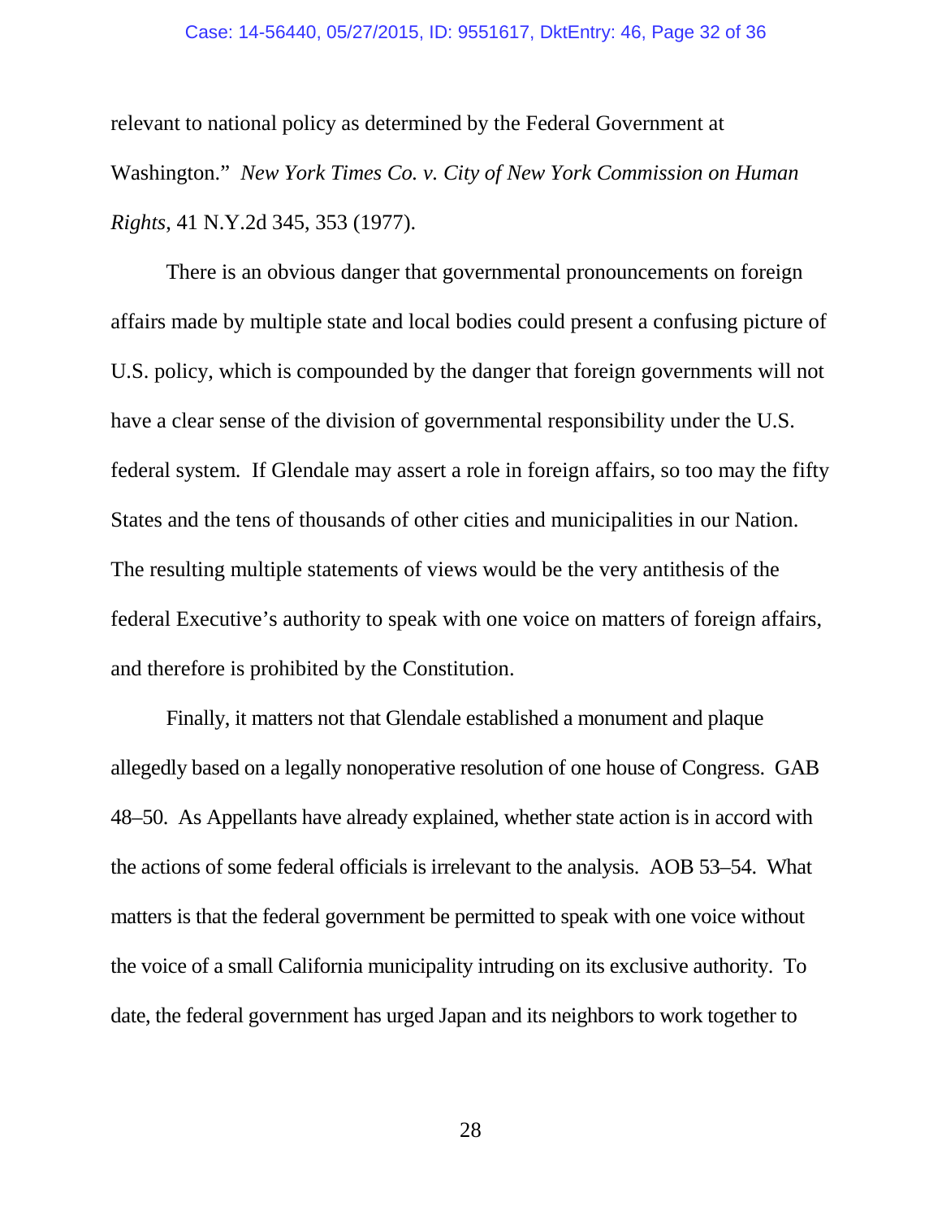relevant to national policy as determined by the Federal Government at Washington." *New York Times Co. v. City of New York Commission on Human Rights*, 41 N.Y.2d 345, 353 (1977).

There is an obvious danger that governmental pronouncements on foreign affairs made by multiple state and local bodies could present a confusing picture of U.S. policy, which is compounded by the danger that foreign governments will not have a clear sense of the division of governmental responsibility under the U.S. federal system. If Glendale may assert a role in foreign affairs, so too may the fifty States and the tens of thousands of other cities and municipalities in our Nation. The resulting multiple statements of views would be the very antithesis of the federal Executive's authority to speak with one voice on matters of foreign affairs, and therefore is prohibited by the Constitution.

Finally, it matters not that Glendale established a monument and plaque allegedly based on a legally nonoperative resolution of one house of Congress. GAB 48–50. As Appellants have already explained, whether state action is in accord with the actions of some federal officials is irrelevant to the analysis. AOB 53–54. What matters is that the federal government be permitted to speak with one voice without the voice of a small California municipality intruding on its exclusive authority. To date, the federal government has urged Japan and its neighbors to work together to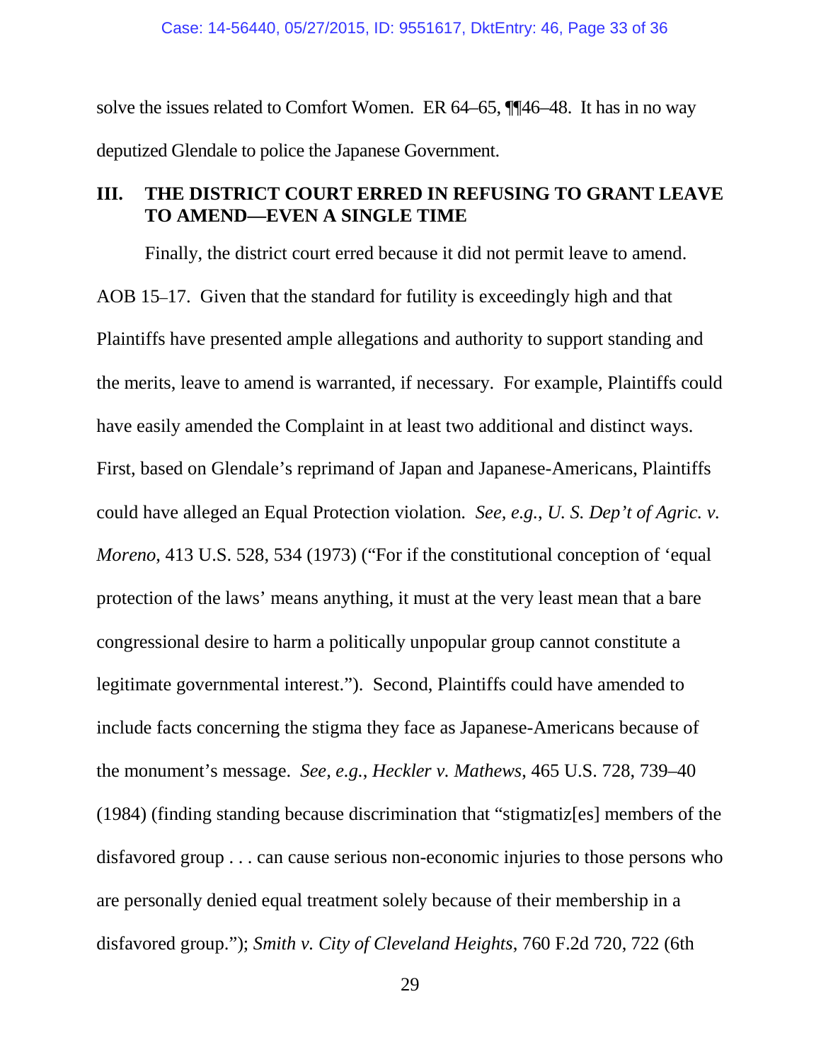solve the issues related to Comfort Women. ER 64–65, ¶¶46–48. It has in no way deputized Glendale to police the Japanese Government.

## III. THE DISTRICT COURT ERRED IN REFUSING TO GRANT LEAVE TO AMEND—EVEN A SINGLE TIME

Finally, the district court erred because it did not permit leave to amend. AOB 15–17. Given that the standard for futility is exceedingly high and that Plaintiffs have presented ample allegations and authority to support standing and the merits, leave to amend is warranted, if necessary. For example, Plaintiffs could have easily amended the Complaint in at least two additional and distinct ways. First, based on Glendale's reprimand of Japan and Japanese-Americans, Plaintiffs could have alleged an Equal Protection violation. *See, e.g.*, *U. S. Dep't of Agric. v. Moreno*, 413 U.S. 528, 534 (1973) ("For if the constitutional conception of 'equal protection of the laws' means anything, it must at the very least mean that a bare congressional desire to harm a politically unpopular group cannot constitute a legitimate governmental interest."). Second, Plaintiffs could have amended to include facts concerning the stigma they face as Japanese-Americans because of the monument's message. *See, e.g.*, *Heckler v. Mathews*, 465 U.S. 728, 739–40 (1984) (finding standing because discrimination that "stigmatiz[es] members of the disfavored group . . . can cause serious non-economic injuries to those persons who are personally denied equal treatment solely because of their membership in a disfavored group."); *Smith v. City of Cleveland Heights*, 760 F.2d 720, 722 (6th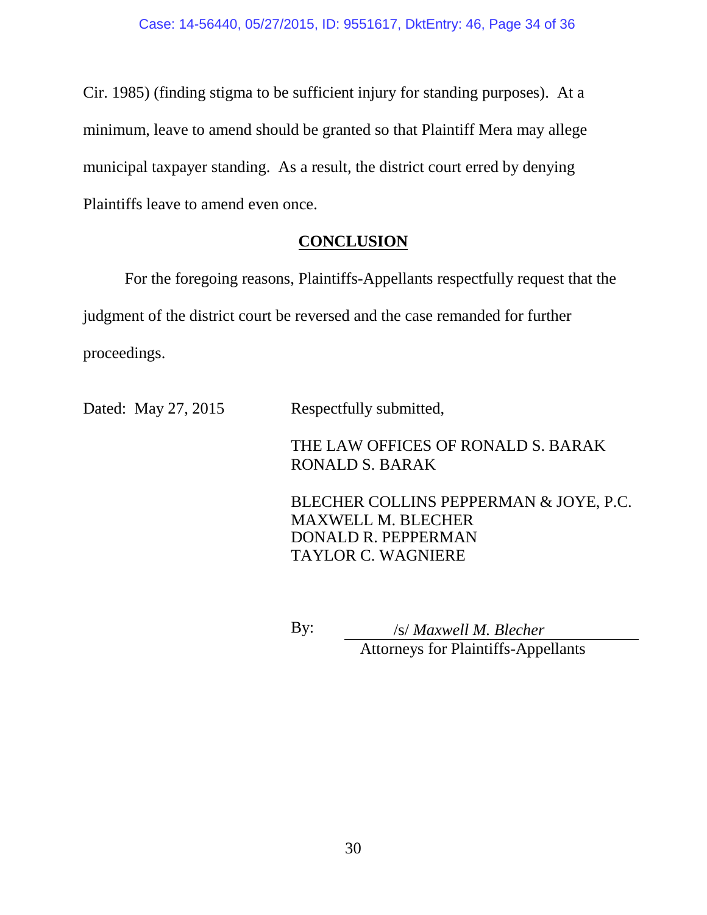Cir. 1985) (finding stigma to be sufficient injury for standing purposes). At a minimum, leave to amend should be granted so that Plaintiff Mera may allege municipal taxpayer standing. As a result, the district court erred by denying Plaintiffs leave to amend even once.

## CONCLUSION

For the foregoing reasons, Plaintiffs-Appellants respectfully request that the judgment of the district court be reversed and the case remanded for further proceedings.

Dated: May 27, 2015

Respectfully submitted,

THE LAW OFFICES OF RONALD S. BARAK
RONALD S. BARAK

BLECHER COLLINS PEPPERMAN & JOYE, P.C.
MAXWELL M. BLECHER
DONALD R. PEPPERMAN
TAYLOR C. WAGNIERE

By: /s/ *Maxwell M. Blecher*
Attorneys for Plaintiffs-Appellants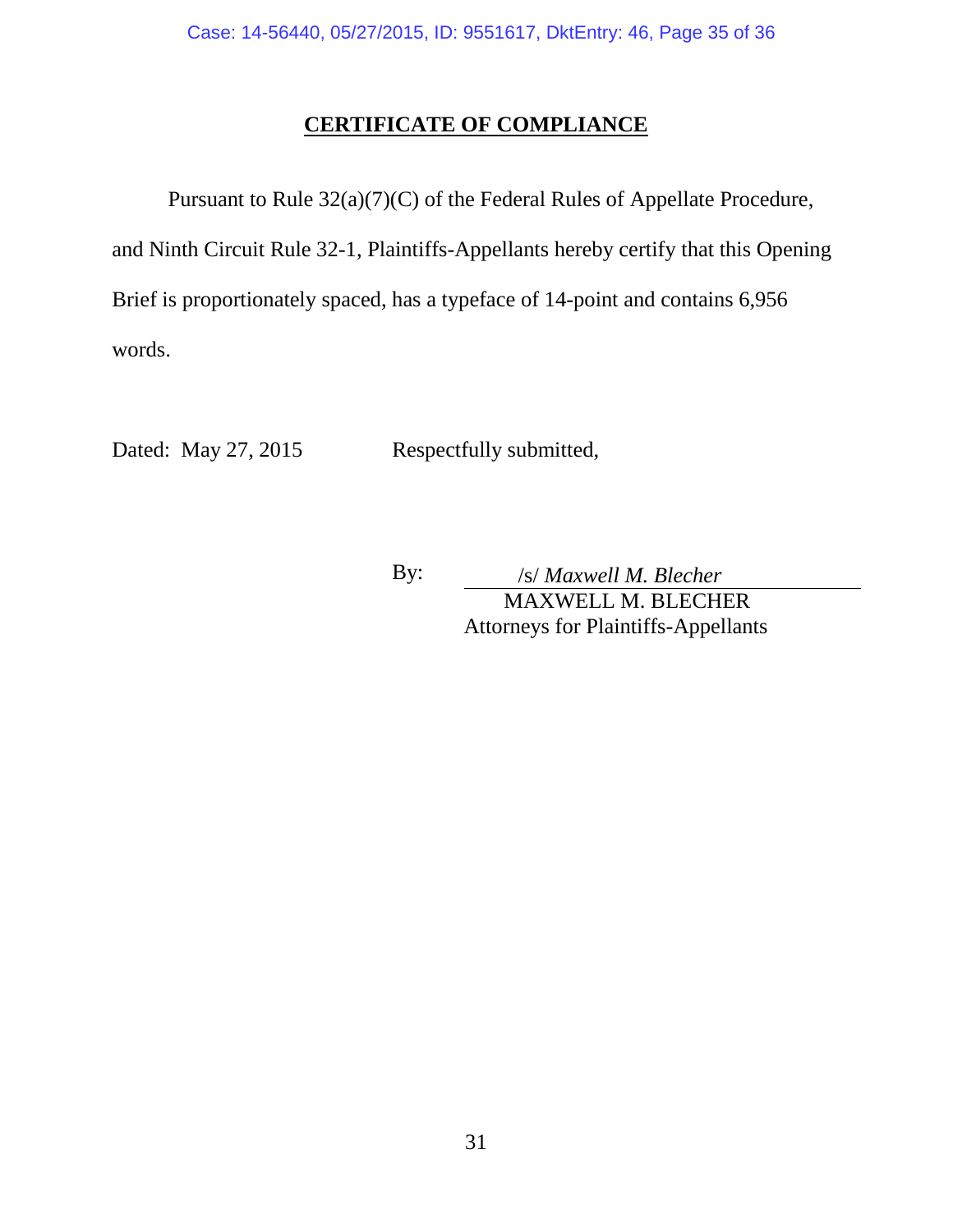## CERTIFICATE OF COMPLIANCE

Pursuant to Rule 32(a)(7)(C) of the Federal Rules of Appellate Procedure, and Ninth Circuit Rule 32-1, Plaintiffs-Appellants hereby certify that this Opening Brief is proportionately spaced, has a typeface of 14-point and contains 6,956 words.

Dated: May 27, 2015

Respectfully submitted,

By: /s/ *Maxwell M. Blecher*
MAXWELL M. BLECHER
Attorneys for Plaintiffs-Appellants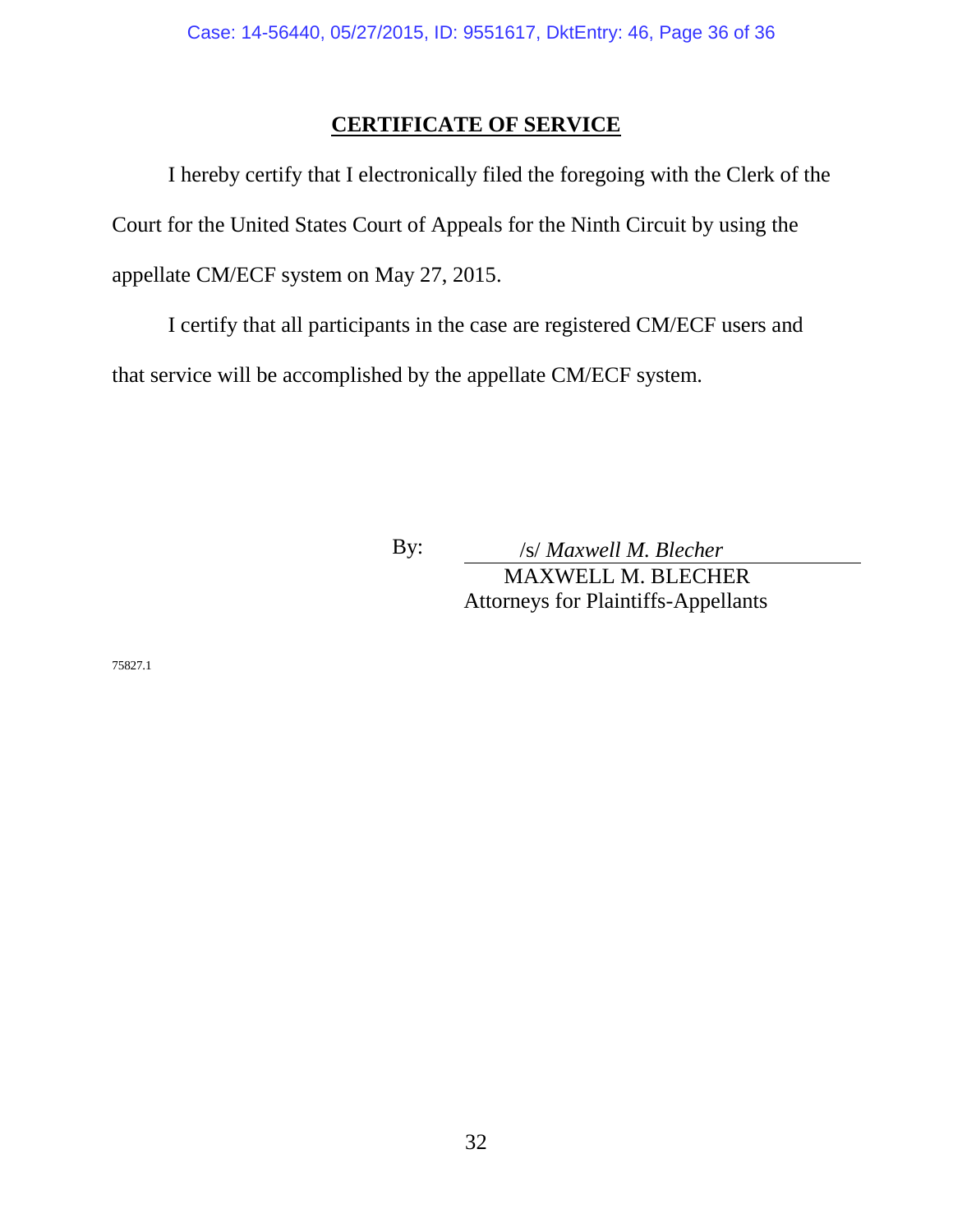## CERTIFICATE OF SERVICE

I hereby certify that I electronically filed the foregoing with the Clerk of the Court for the United States Court of Appeals for the Ninth Circuit by using the appellate CM/ECF system on May 27, 2015.

I certify that all participants in the case are registered CM/ECF users and that service will be accomplished by the appellate CM/ECF system.

By: /s/ *Maxwell M. Blecher*
MAXWELL M. BLECHER
Attorneys for Plaintiffs-Appellants

75827.1